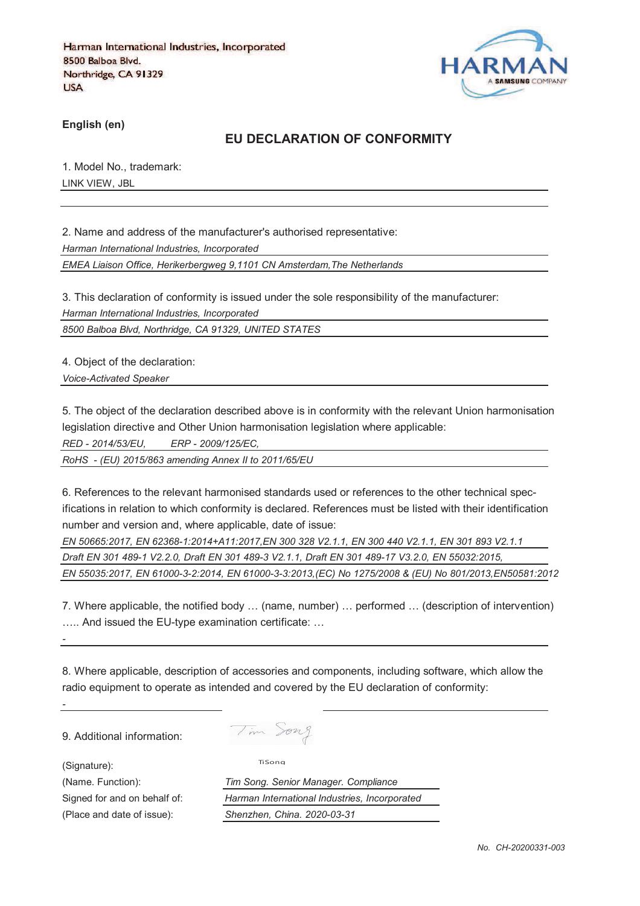Harman International Industries, Incorporated
8500 Balboa Blvd.
Northridge, CA 91329
USA

HARMAN
A SAMSUNG COMPANY

**English (en)**

## EU DECLARATION OF CONFORMITY

1. Model No., trademark:

LINK VIEW, JBL

2. Name and address of the manufacturer's authorised representative:

*Harman International Industries, Incorporated*

*EMEA Liaison Office, Herikerbergweg 9,1101 CN Amsterdam,The Netherlands*

3. This declaration of conformity is issued under the sole responsibility of the manufacturer:

*Harman International Industries, Incorporated*

*8500 Balboa Blvd, Northridge, CA 91329, UNITED STATES*

4. Object of the declaration:

*Voice-Activated Speaker*

5. The object of the declaration described above is in conformity with the relevant Union harmonisation legislation directive and Other Union harmonisation legislation where applicable:

*RED - 2014/53/EU,        ERP - 2009/125/EC,*

*RoHS  - (EU) 2015/863 amending Annex II to 2011/65/EU*

6. References to the relevant harmonised standards used or references to the other technical specifications in relation to which conformity is declared. References must be listed with their identification number and version and, where applicable, date of issue:

*EN 50665:2017, EN 62368-1:2014+A11:2017,EN 300 328 V2.1.1, EN 300 440 V2.1.1, EN 301 893 V2.1.1*

*Draft EN 301 489-1 V2.2.0, Draft EN 301 489-3 V2.1.1, Draft EN 301 489-17 V3.2.0, EN 55032:2015,*

*EN 55035:2017, EN 61000-3-2:2014, EN 61000-3-3:2013,(EC) No 1275/2008 & (EU) No 801/2013,EN50581:2012*

7. Where applicable, the notified body … (name, number) … performed … (description of intervention) ….. And issued the EU-type examination certificate: …

-

8. Where applicable, description of accessories and components, including software, which allow the radio equipment to operate as intended and covered by the EU declaration of conformity:

-

9. Additional information:

(Signature): Tim Song

(Name. Function): *Tim Song. Senior Manager. Compliance*

Signed for and on behalf of: *Harman International Industries, Incorporated*

(Place and date of issue): *Shenzhen, China. 2020-03-31*

*No.  CH-20200331-003*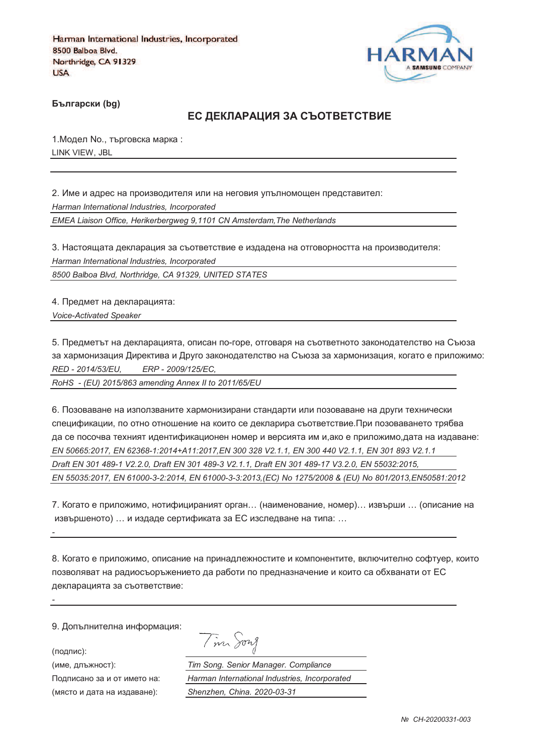Harman International Industries, Incorporated
8500 Balboa Blvd.
Northridge, CA 91329
USA

**Български (bg)**

## ЕС ДЕКЛАРАЦИЯ ЗА СЪОТВЕТСТВИЕ

1.Модел No., търговска марка :

LINK VIEW, JBL

2. Име и адрес на производителя или на неговия упълномощен представител:

*Harman International Industries, Incorporated*

*EMEA Liaison Office, Herikerbergweg 9,1101 CN Amsterdam,The Netherlands*

3. Настоящата декларация за съответствие е издадена на отговорността на производителя:

*Harman International Industries, Incorporated*

*8500 Balboa Blvd, Northridge, CA 91329, UNITED STATES*

4. Предмет на декларацията:

*Voice-Activated Speaker*

5. Предметът на декларацията, описан по-горе, отговаря на съответното законодателство на Съюза за хармонизация Директива и Друго законодателство на Съюза за хармонизация, когато е приложимо:

*RED - 2014/53/EU, ERP - 2009/125/EC,*

*RoHS - (EU) 2015/863 amending Annex II to 2011/65/EU*

6. Позоваване на използваните хармонизирани стандарти или позоваване на други технически спецификации, по отно отношение на които се декларира съответствие.При позоваването трябва да се посочва техният идентификационен номер и версията им и,ако е приложимо,дата на издаване:

*EN 50665:2017, EN 62368-1:2014+A11:2017,EN 300 328 V2.1.1, EN 300 440 V2.1.1, EN 301 893 V2.1.1*

*Draft EN 301 489-1 V2.2.0, Draft EN 301 489-3 V2.1.1, Draft EN 301 489-17 V3.2.0, EN 55032:2015,*

*EN 55035:2017, EN 61000-3-2:2014, EN 61000-3-3:2013,(EC) No 1275/2008 & (EU) No 801/2013,EN50581:2012*

7. Когато е приложимо, нотифицираният орган… (наименование, номер)… извърши … (описание на извършеното) … и издаде сертификата за ЕС изследване на типа: …

-

8. Когато е приложимо, описание на принадлежностите и компонентите, включително софтуер, които позволяват на радиосъоръжението да работи по предназначение и които са обхванати от ЕС декларацията за съответствие:

-

9. Допълнителна информация:

(подпис): Tim Song

(име, длъжност): *Tim Song. Senior Manager. Compliance*

Подписано за и от името на: *Harman International Industries, Incorporated*

(място и дата на издаване): *Shenzhen, China. 2020-03-31*

*№ CH-20200331-003*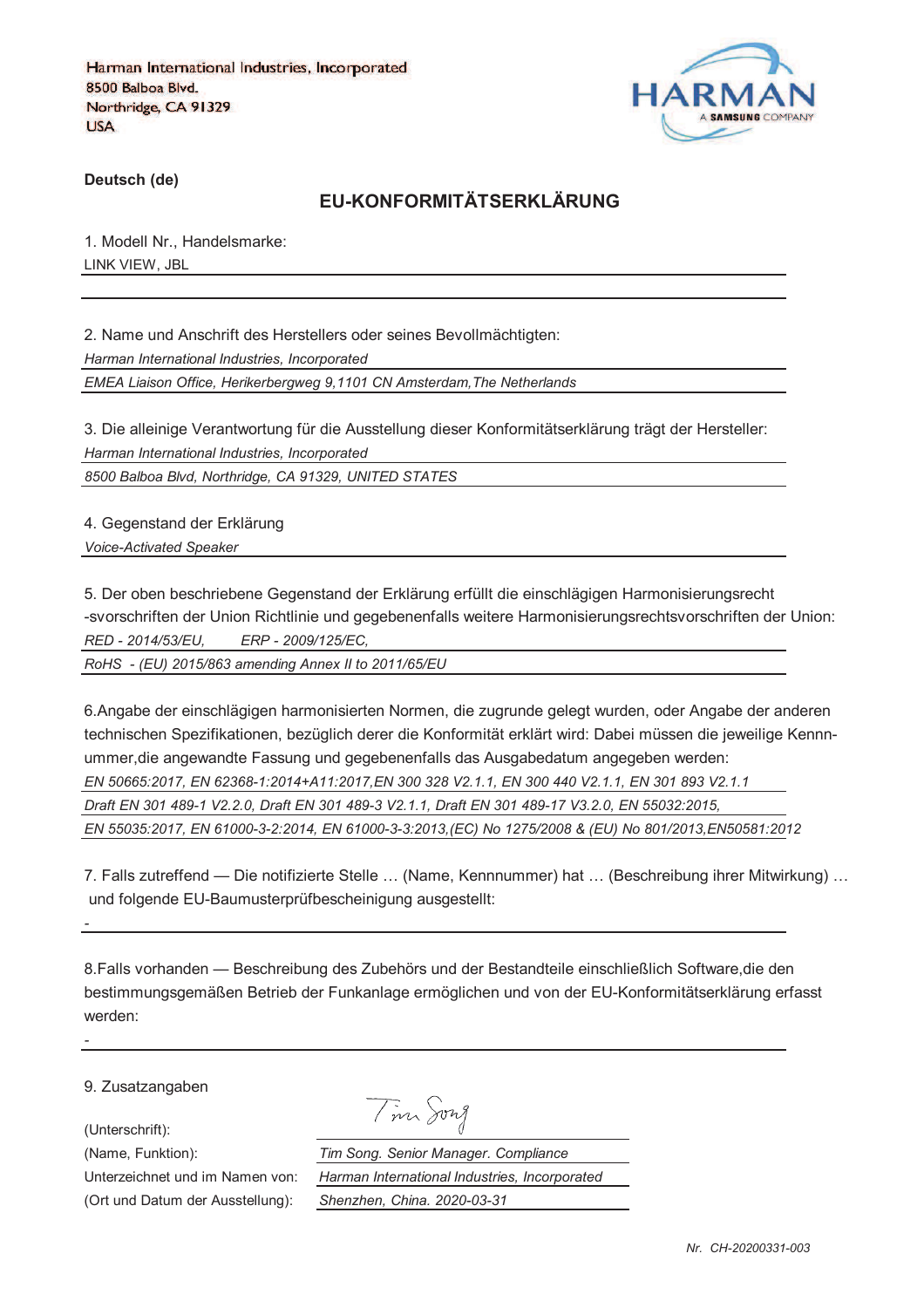Harman International Industries, Incorporated
8500 Balboa Blvd.
Northridge, CA 91329
USA

HARMAN
A SAMSUNG COMPANY

**Deutsch (de)**

## EU-KONFORMITÄTSERKLÄRUNG

1. Modell Nr., Handelsmarke:

LINK VIEW, JBL

2. Name und Anschrift des Herstellers oder seines Bevollmächtigten:

*Harman International Industries, Incorporated*

*EMEA Liaison Office, Herikerbergweg 9,1101 CN Amsterdam,The Netherlands*

3. Die alleinige Verantwortung für die Ausstellung dieser Konformitätserklärung trägt der Hersteller:

*Harman International Industries, Incorporated*

*8500 Balboa Blvd, Northridge, CA 91329, UNITED STATES*

4. Gegenstand der Erklärung

*Voice-Activated Speaker*

5. Der oben beschriebene Gegenstand der Erklärung erfüllt die einschlägigen Harmonisierungsrecht -svorschriften der Union Richtlinie und gegebenenfalls weitere Harmonisierungsrechtsvorschriften der Union:

*RED - 2014/53/EU, ERP - 2009/125/EC,*

*RoHS - (EU) 2015/863 amending Annex II to 2011/65/EU*

6.Angabe der einschlägigen harmonisierten Normen, die zugrunde gelegt wurden, oder Angabe der anderen technischen Spezifikationen, bezüglich derer die Konformität erklärt wird: Dabei müssen die jeweilige Kennnummer,die angewandte Fassung und gegebenenfalls das Ausgabedatum angegeben werden:

*EN 50665:2017, EN 62368-1:2014+A11:2017,EN 300 328 V2.1.1, EN 300 440 V2.1.1, EN 301 893 V2.1.1*

*Draft EN 301 489-1 V2.2.0, Draft EN 301 489-3 V2.1.1, Draft EN 301 489-17 V3.2.0, EN 55032:2015,*

*EN 55035:2017, EN 61000-3-2:2014, EN 61000-3-3:2013,(EC) No 1275/2008 & (EU) No 801/2013,EN50581:2012*

7. Falls zutreffend — Die notifizierte Stelle … (Name, Kennnummer) hat … (Beschreibung ihrer Mitwirkung) … und folgende EU-Baumusterprüfbescheinigung ausgestellt:

-

8.Falls vorhanden — Beschreibung des Zubehörs und der Bestandteile einschließlich Software,die den bestimmungsgemäßen Betrieb der Funkanlage ermöglichen und von der EU-Konformitätserklärung erfasst werden:

-

9. Zusatzangaben

| | |
|---|---|
| (Unterschrift): | Tim Song |
| (Name, Funktion): | *Tim Song. Senior Manager. Compliance* |
| Unterzeichnet und im Namen von: | *Harman International Industries, Incorporated* |
| (Ort und Datum der Ausstellung): | *Shenzhen, China. 2020-03-31* |

*Nr. CH-20200331-003*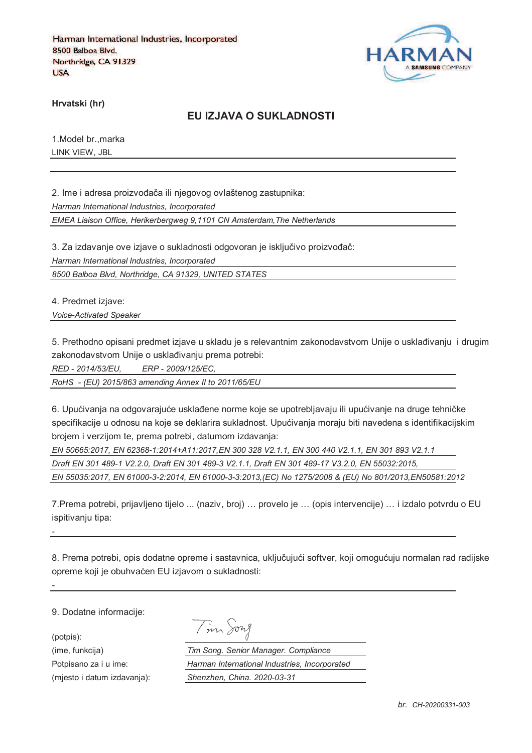Harman International Industries, Incorporated
8500 Balboa Blvd.
Northridge, CA 91329
USA

**Hrvatski (hr)**

## EU IZJAVA O SUKLADNOSTI

1.Model br.,marka

LINK VIEW, JBL

2. Ime i adresa proizvođača ili njegovog ovlaštenog zastupnika:

*Harman International Industries, Incorporated*

*EMEA Liaison Office, Herikerbergweg 9,1101 CN Amsterdam,The Netherlands*

3. Za izdavanje ove izjave o sukladnosti odgovoran je isključivo proizvođač:

*Harman International Industries, Incorporated*

*8500 Balboa Blvd, Northridge, CA 91329, UNITED STATES*

4. Predmet izjave:

*Voice-Activated Speaker*

5. Prethodno opisani predmet izjave u skladu je s relevantnim zakonodavstvom Unije o usklađivanju i drugim zakonodavstvom Unije o usklađivanju prema potrebi:

*RED - 2014/53/EU, ERP - 2009/125/EC,*

*RoHS - (EU) 2015/863 amending Annex II to 2011/65/EU*

6. Upućivanja na odgovarajuće usklađene norme koje se upotrebljavaju ili upućivanje na druge tehničke specifikacije u odnosu na koje se deklarira sukladnost. Upućivanja moraju biti navedena s identifikacijskim brojem i verzijom te, prema potrebi, datumom izdavanja:

*EN 50665:2017, EN 62368-1:2014+A11:2017,EN 300 328 V2.1.1, EN 300 440 V2.1.1, EN 301 893 V2.1.1*

*Draft EN 301 489-1 V2.2.0, Draft EN 301 489-3 V2.1.1, Draft EN 301 489-17 V3.2.0, EN 55032:2015,*

*EN 55035:2017, EN 61000-3-2:2014, EN 61000-3-3:2013,(EC) No 1275/2008 & (EU) No 801/2013,EN50581:2012*

7.Prema potrebi, prijavljeno tijelo ... (naziv, broj) … provelo je … (opis intervencije) … i izdalo potvrdu o EU ispitivanju tipa:

-

8. Prema potrebi, opis dodatne opreme i sastavnica, uključujući softver, koji omogućuju normalan rad radijske opreme koji je obuhvaćen EU izjavom o sukladnosti:

-

9. Dodatne informacije:

| | |
|---|---|
| (potpis): | Tim Song |
| (ime, funkcija) | *Tim Song. Senior Manager. Compliance* |
| Potpisano za i u ime: | *Harman International Industries, Incorporated* |
| (mjesto i datum izdavanja): | *Shenzhen, China. 2020-03-31* |

*br. CH-20200331-003*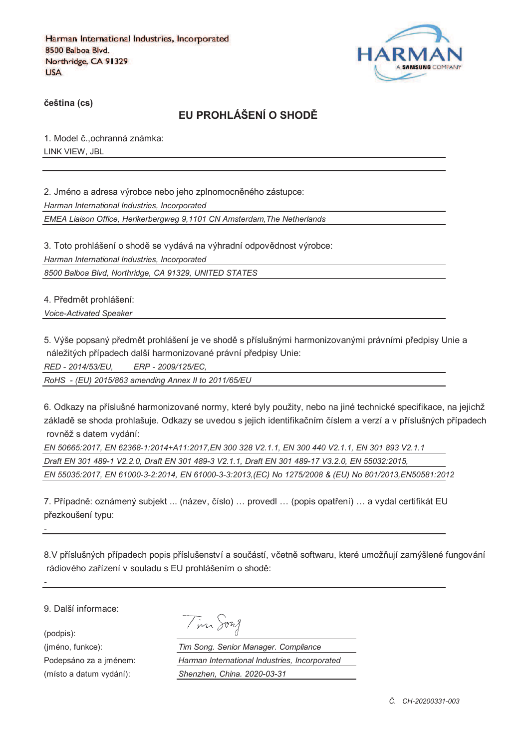Harman International Industries, Incorporated
8500 Balboa Blvd.
Northridge, CA 91329
USA

**čeština (cs)**

## EU PROHLÁŠENÍ O SHODĚ

1. Model č.,ochranná známka:
LINK VIEW, JBL

2. Jméno a adresa výrobce nebo jeho zplnomocněného zástupce:
*Harman International Industries, Incorporated*
*EMEA Liaison Office, Herikerbergweg 9,1101 CN Amsterdam,The Netherlands*

3. Toto prohlášení o shodě se vydává na výhradní odpovědnost výrobce:
*Harman International Industries, Incorporated*
*8500 Balboa Blvd, Northridge, CA 91329, UNITED STATES*

4. Předmět prohlášení:
*Voice-Activated Speaker*

5. Výše popsaný předmět prohlášení je ve shodě s příslušnými harmonizovanými právními předpisy Unie a náležitých případech další harmonizované právní předpisy Unie:
*RED - 2014/53/EU, ERP - 2009/125/EC,*
*RoHS - (EU) 2015/863 amending Annex II to 2011/65/EU*

6. Odkazy na příslušné harmonizované normy, které byly použity, nebo na jiné technické specifikace, na jejichž základě se shoda prohlašuje. Odkazy se uvedou s jejich identifikačním číslem a verzí a v příslušných případech rovněž s datem vydání:
*EN 50665:2017, EN 62368-1:2014+A11:2017,EN 300 328 V2.1.1, EN 300 440 V2.1.1, EN 301 893 V2.1.1*
*Draft EN 301 489-1 V2.2.0, Draft EN 301 489-3 V2.1.1, Draft EN 301 489-17 V3.2.0, EN 55032:2015,*
*EN 55035:2017, EN 61000-3-2:2014, EN 61000-3-3:2013,(EC) No 1275/2008 & (EU) No 801/2013,EN50581:2012*

7. Případně: oznámený subjekt ... (název, číslo) … provedl … (popis opatření) … a vydal certifikát EU přezkoušení typu:
-

8.V příslušných případech popis příslušenství a součástí, včetně softwaru, které umožňují zamýšlené fungování rádiového zařízení v souladu s EU prohlášením o shodě:
-

9. Další informace:

(podpis):
(jméno, funkce): *Tim Song. Senior Manager. Compliance*
Podepsáno za a jménem: *Harman International Industries, Incorporated*
(místo a datum vydání): *Shenzhen, China. 2020-03-31*

*Č. CH-20200331-003*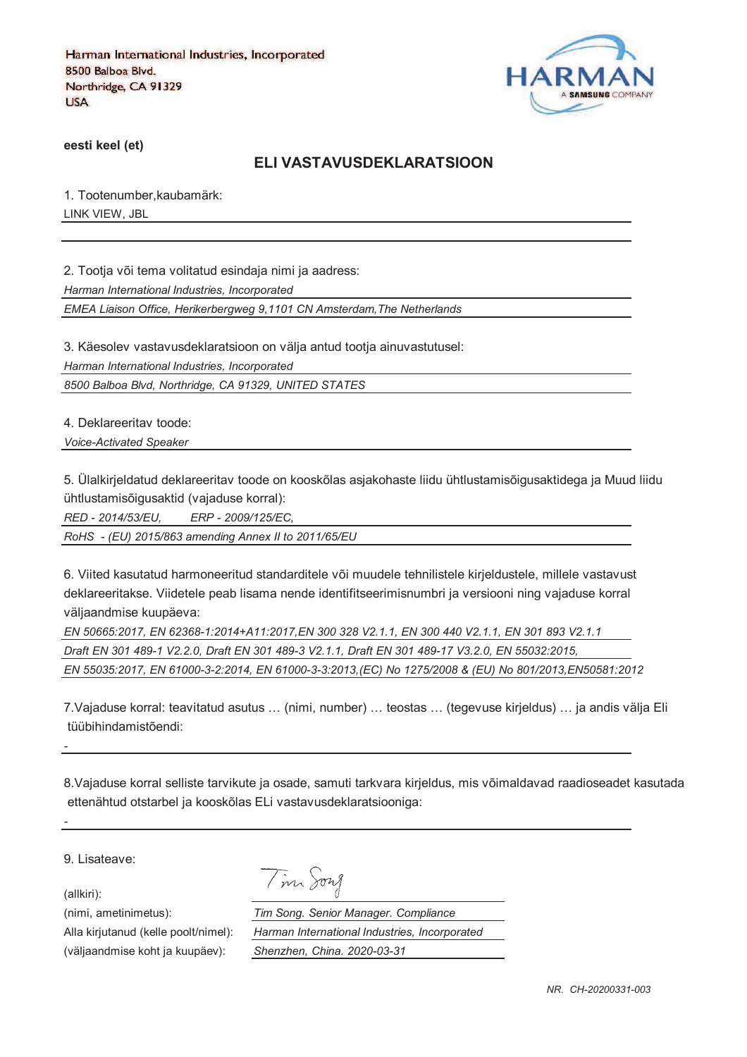Harman International Industries, Incorporated
8500 Balboa Blvd.
Northridge, CA 91329
USA

HARMAN
A SAMSUNG COMPANY

**eesti keel (et)**

## ELI VASTAVUSDEKLARATSIOON

1. Tootenumber,kaubamärk:

LINK VIEW, JBL

2. Tootja või tema volitatud esindaja nimi ja aadress:

*Harman International Industries, Incorporated*

*EMEA Liaison Office, Herikerbergweg 9,1101 CN Amsterdam,The Netherlands*

3. Käesolev vastavusdeklaratsioon on välja antud tootja ainuvastutusel:

*Harman International Industries, Incorporated*

*8500 Balboa Blvd, Northridge, CA 91329, UNITED STATES*

4. Deklareeritav toode:

*Voice-Activated Speaker*

5. Ülalkirjeldatud deklareeritav toode on kooskõlas asjakohaste liidu ühtlustamisõigusaktidega ja Muud liidu ühtlustamisõigusaktid (vajaduse korral):

*RED - 2014/53/EU, ERP - 2009/125/EC,*

*RoHS - (EU) 2015/863 amending Annex II to 2011/65/EU*

6. Viited kasutatud harmoneeritud standarditele või muudele tehnilistele kirjeldustele, millele vastavust deklareeritakse. Viidetele peab lisama nende identifitseerimisnumbri ja versiooni ning vajaduse korral väljaandmise kuupäeva:

*EN 50665:2017, EN 62368-1:2014+A11:2017,EN 300 328 V2.1.1, EN 300 440 V2.1.1, EN 301 893 V2.1.1*

*Draft EN 301 489-1 V2.2.0, Draft EN 301 489-3 V2.1.1, Draft EN 301 489-17 V3.2.0, EN 55032:2015,*

*EN 55035:2017, EN 61000-3-2:2014, EN 61000-3-3:2013,(EC) No 1275/2008 & (EU) No 801/2013,EN50581:2012*

7.Vajaduse korral: teavitatud asutus … (nimi, number) … teostas … (tegevuse kirjeldus) … ja andis välja Eli tüübihindamistõendi:

-

8.Vajaduse korral selliste tarvikute ja osade, samuti tarkvara kirjeldus, mis võimaldavad raadioseadet kasutada ettenähtud otstarbel ja kooskõlas ELi vastavusdeklaratsiooniga:

-

9. Lisateave:

(allkiri): Tim Song

(nimi, ametinimetus): *Tim Song. Senior Manager. Compliance*

Alla kirjutanud (kelle poolt/nimel): *Harman International Industries, Incorporated*

(väljaandmise koht ja kuupäev): *Shenzhen, China. 2020-03-31*

*NR. CH-20200331-003*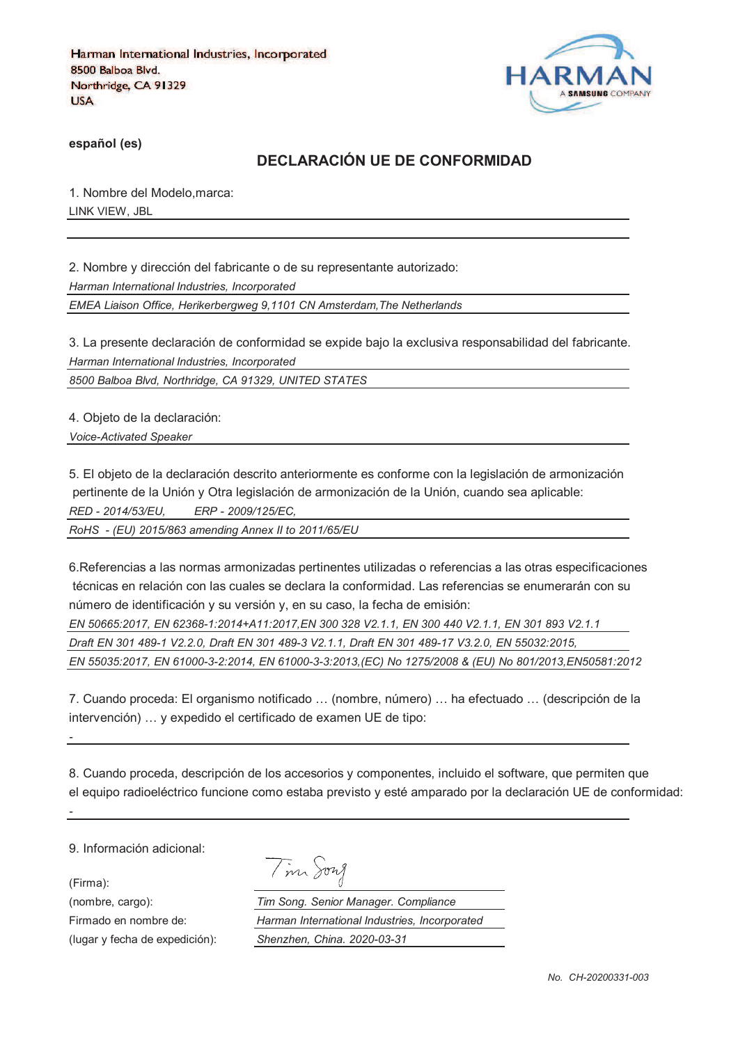Harman International Industries, Incorporated
8500 Balboa Blvd.
Northridge, CA 91329
USA

HARMAN
A SAMSUNG COMPANY

**español (es)**

## DECLARACIÓN UE DE CONFORMIDAD

1. Nombre del Modelo,marca:

LINK VIEW, JBL

2. Nombre y dirección del fabricante o de su representante autorizado:

*Harman International Industries, Incorporated*

*EMEA Liaison Office, Herikerbergweg 9,1101 CN Amsterdam,The Netherlands*

3. La presente declaración de conformidad se expide bajo la exclusiva responsabilidad del fabricante.

*Harman International Industries, Incorporated*

*8500 Balboa Blvd, Northridge, CA 91329, UNITED STATES*

4. Objeto de la declaración:

*Voice-Activated Speaker*

5. El objeto de la declaración descrito anteriormente es conforme con la legislación de armonización pertinente de la Unión y Otra legislación de armonización de la Unión, cuando sea aplicable:

*RED - 2014/53/EU,        ERP - 2009/125/EC,*

*RoHS  - (EU) 2015/863 amending Annex II to 2011/65/EU*

6.Referencias a las normas armonizadas pertinentes utilizadas o referencias a las otras especificaciones técnicas en relación con las cuales se declara la conformidad. Las referencias se enumerarán con su número de identificación y su versión y, en su caso, la fecha de emisión:

*EN 50665:2017, EN 62368-1:2014+A11:2017,EN 300 328 V2.1.1, EN 300 440 V2.1.1, EN 301 893 V2.1.1*

*Draft EN 301 489-1 V2.2.0, Draft EN 301 489-3 V2.1.1, Draft EN 301 489-17 V3.2.0, EN 55032:2015,*

*EN 55035:2017, EN 61000-3-2:2014, EN 61000-3-3:2013,(EC) No 1275/2008 & (EU) No 801/2013,EN50581:2012*

7. Cuando proceda: El organismo notificado … (nombre, número) … ha efectuado … (descripción de la intervención) … y expedido el certificado de examen UE de tipo:

-

8. Cuando proceda, descripción de los accesorios y componentes, incluido el software, que permiten que el equipo radioeléctrico funcione como estaba previsto y esté amparado por la declaración UE de conformidad:

-

9. Información adicional:

| | |
|---|---|
| (Firma): | Tim Song |
| (nombre, cargo): | *Tim Song. Senior Manager. Compliance* |
| Firmado en nombre de: | *Harman International Industries, Incorporated* |
| (lugar y fecha de expedición): | *Shenzhen, China. 2020-03-31* |

*No. CH-20200331-003*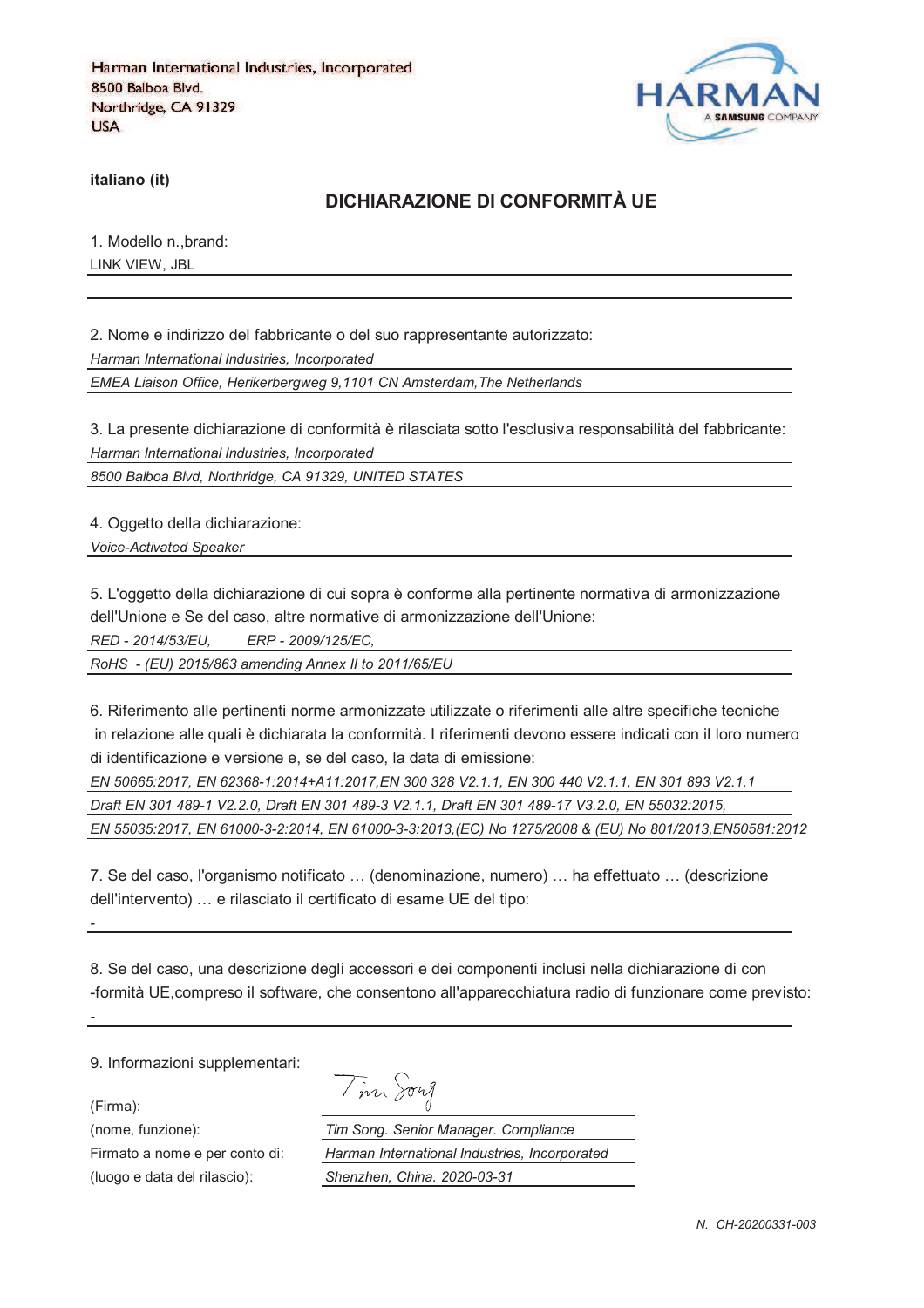Harman International Industries, Incorporated
8500 Balboa Blvd.
Northridge, CA 91329
USA

HARMAN
A SAMSUNG COMPANY

**italiano (it)**

## DICHIARAZIONE DI CONFORMITÀ UE

1. Modello n.,brand:

LINK VIEW, JBL

2. Nome e indirizzo del fabbricante o del suo rappresentante autorizzato:

*Harman International Industries, Incorporated*

*EMEA Liaison Office, Herikerbergweg 9,1101 CN Amsterdam,The Netherlands*

3. La presente dichiarazione di conformità è rilasciata sotto l'esclusiva responsabilità del fabbricante:

*Harman International Industries, Incorporated*

*8500 Balboa Blvd, Northridge, CA 91329, UNITED STATES*

4. Oggetto della dichiarazione:

*Voice-Activated Speaker*

5. L'oggetto della dichiarazione di cui sopra è conforme alla pertinente normativa di armonizzazione dell'Unione e Se del caso, altre normative di armonizzazione dell'Unione:

*RED - 2014/53/EU, ERP - 2009/125/EC,*

*RoHS - (EU) 2015/863 amending Annex II to 2011/65/EU*

6. Riferimento alle pertinenti norme armonizzate utilizzate o riferimenti alle altre specifiche tecniche in relazione alle quali è dichiarata la conformità. I riferimenti devono essere indicati con il loro numero di identificazione e versione e, se del caso, la data di emissione:

*EN 50665:2017, EN 62368-1:2014+A11:2017,EN 300 328 V2.1.1, EN 300 440 V2.1.1, EN 301 893 V2.1.1*

*Draft EN 301 489-1 V2.2.0, Draft EN 301 489-3 V2.1.1, Draft EN 301 489-17 V3.2.0, EN 55032:2015,*

*EN 55035:2017, EN 61000-3-2:2014, EN 61000-3-3:2013,(EC) No 1275/2008 & (EU) No 801/2013,EN50581:2012*

7. Se del caso, l'organismo notificato … (denominazione, numero) … ha effettuato … (descrizione dell'intervento) … e rilasciato il certificato di esame UE del tipo:

-

8. Se del caso, una descrizione degli accessori e dei componenti inclusi nella dichiarazione di con -formità UE,compreso il software, che consentono all'apparecchiatura radio di funzionare come previsto:

-

9. Informazioni supplementari:

(Firma): Tim Song

(nome, funzione): *Tim Song. Senior Manager. Compliance*

Firmato a nome e per conto di: *Harman International Industries, Incorporated*

(luogo e data del rilascio): *Shenzhen, China. 2020-03-31*

*N. CH-20200331-003*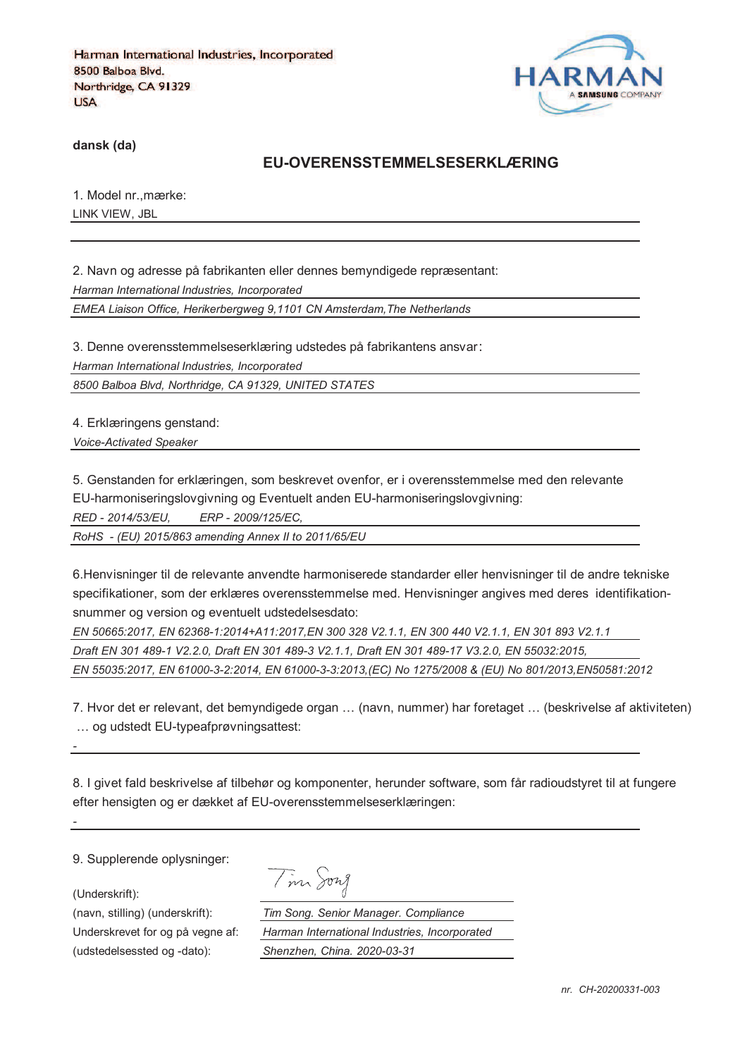Harman International Industries, Incorporated
8500 Balboa Blvd.
Northridge, CA 91329
USA

HARMAN
A SAMSUNG COMPANY

**dansk (da)**

## EU-OVERENSSTEMMELSESERKLÆRING

1. Model nr.,mærke:

LINK VIEW, JBL

2. Navn og adresse på fabrikanten eller dennes bemyndigede repræsentant:

*Harman International Industries, Incorporated*

*EMEA Liaison Office, Herikerbergweg 9,1101 CN Amsterdam,The Netherlands*

3. Denne overensstemmelseserklæring udstedes på fabrikantens ansvar:

*Harman International Industries, Incorporated*

*8500 Balboa Blvd, Northridge, CA 91329, UNITED STATES*

4. Erklæringens genstand:

*Voice-Activated Speaker*

5. Genstanden for erklæringen, som beskrevet ovenfor, er i overensstemmelse med den relevante EU-harmoniseringslovgivning og Eventuelt anden EU-harmoniseringslovgivning:

*RED - 2014/53/EU,  ERP - 2009/125/EC,*

*RoHS - (EU) 2015/863 amending Annex II to 2011/65/EU*

6.Henvisninger til de relevante anvendte harmoniserede standarder eller henvisninger til de andre tekniske specifikationer, som der erklæres overensstemmelse med. Henvisninger angives med deres identifikation-snummer og version og eventuelt udstedelsesdato:

*EN 50665:2017, EN 62368-1:2014+A11:2017,EN 300 328 V2.1.1, EN 300 440 V2.1.1, EN 301 893 V2.1.1*

*Draft EN 301 489-1 V2.2.0, Draft EN 301 489-3 V2.1.1, Draft EN 301 489-17 V3.2.0, EN 55032:2015,*

*EN 55035:2017, EN 61000-3-2:2014, EN 61000-3-3:2013,(EC) No 1275/2008 & (EU) No 801/2013,EN50581:2012*

7. Hvor det er relevant, det bemyndigede organ … (navn, nummer) har foretaget … (beskrivelse af aktiviteten) … og udstedt EU-typeafprøvningsattest:

-

8. I givet fald beskrivelse af tilbehør og komponenter, herunder software, som får radioudstyret til at fungere efter hensigten og er dækket af EU-overensstemmelseserklæringen:

-

9. Supplerende oplysninger:

(Underskrift): Tim Song

(navn, stilling) (underskrift): *Tim Song. Senior Manager. Compliance*

Underskrevet for og på vegne af: *Harman International Industries, Incorporated*

(udstedelsessted og -dato): *Shenzhen, China. 2020-03-31*

*nr. CH-20200331-003*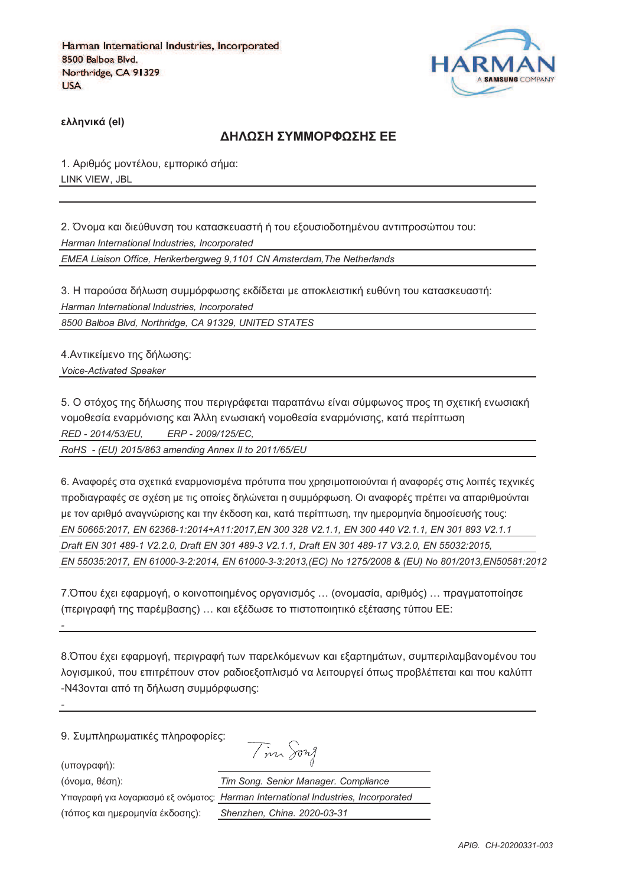Harman International Industries, Incorporated
8500 Balboa Blvd.
Northridge, CA 91329
USA

HARMAN
A SAMSUNG COMPANY

**ελληνικά (el)**

## ΔΗΛΩΣΗ ΣΥΜΜΟΡΦΩΣΗΣ ΕΕ

1. Αριθμός μοντέλου, εμπορικό σήμα:
LINK VIEW, JBL

2. Όνομα και διεύθυνση του κατασκευαστή ή του εξουσιοδοτημένου αντιπροσώπου του:
*Harman International Industries, Incorporated*
*EMEA Liaison Office, Herikerbergweg 9,1101 CN Amsterdam,The Netherlands*

3. Η παρούσα δήλωση συμμόρφωσης εκδίδεται με αποκλειστική ευθύνη του κατασκευαστή:
*Harman International Industries, Incorporated*
*8500 Balboa Blvd, Northridge, CA 91329, UNITED STATES*

4.Αντικείμενο της δήλωσης:
*Voice-Activated Speaker*

5. Ο στόχος της δήλωσης που περιγράφεται παραπάνω είναι σύμφωνος προς τη σχετική ενωσιακή νομοθεσία εναρμόνισης και Άλλη ενωσιακή νομοθεσία εναρμόνισης, κατά περίπτωση
*RED - 2014/53/EU, ERP - 2009/125/EC,*
*RoHS - (EU) 2015/863 amending Annex II to 2011/65/EU*

6. Αναφορές στα σχετικά εναρμονισμένα πρότυπα που χρησιμοποιούνται ή αναφορές στις λοιπές τεχνικές προδιαγραφές σε σχέση με τις οποίες δηλώνεται η συμμόρφωση. Οι αναφορές πρέπει να απαριθμούνται με τον αριθμό αναγνώρισης και την έκδοση και, κατά περίπτωση, την ημερομηνία δημοσίευσής τους:
*EN 50665:2017, EN 62368-1:2014+A11:2017,EN 300 328 V2.1.1, EN 300 440 V2.1.1, EN 301 893 V2.1.1*
*Draft EN 301 489-1 V2.2.0, Draft EN 301 489-3 V2.1.1, Draft EN 301 489-17 V3.2.0, EN 55032:2015,*
*EN 55035:2017, EN 61000-3-2:2014, EN 61000-3-3:2013,(EC) No 1275/2008 & (EU) No 801/2013,EN50581:2012*

7.Όπου έχει εφαρμογή, ο κοινοποιημένος οργανισμός … (ονομασία, αριθμός) … πραγματοποίησε (περιγραφή της παρέμβασης) … και εξέδωσε το πιστοποιητικό εξέτασης τύπου ΕΕ:
-

8.Όπου έχει εφαρμογή, περιγραφή των παρελκόμενων και εξαρτημάτων, συμπεριλαμβανομένου του λογισμικού, που επιτρέπουν στον ραδιοεξοπλισμό να λειτουργεί όπως προβλέπεται και που καλύπτ -N43ονται από τη δήλωση συμμόρφωσης:
-

9. Συμπληρωματικές πληροφορίες:

(υπογραφή): Tim Song
(όνομα, θέση): *Tim Song. Senior Manager. Compliance*
Υπογραφή για λογαριασμό εξ ονόματος: *Harman International Industries, Incorporated*
(τόπος και ημερομηνία έκδοσης): *Shenzhen, China. 2020-03-31*

*ΑΡΙΘ. CH-20200331-003*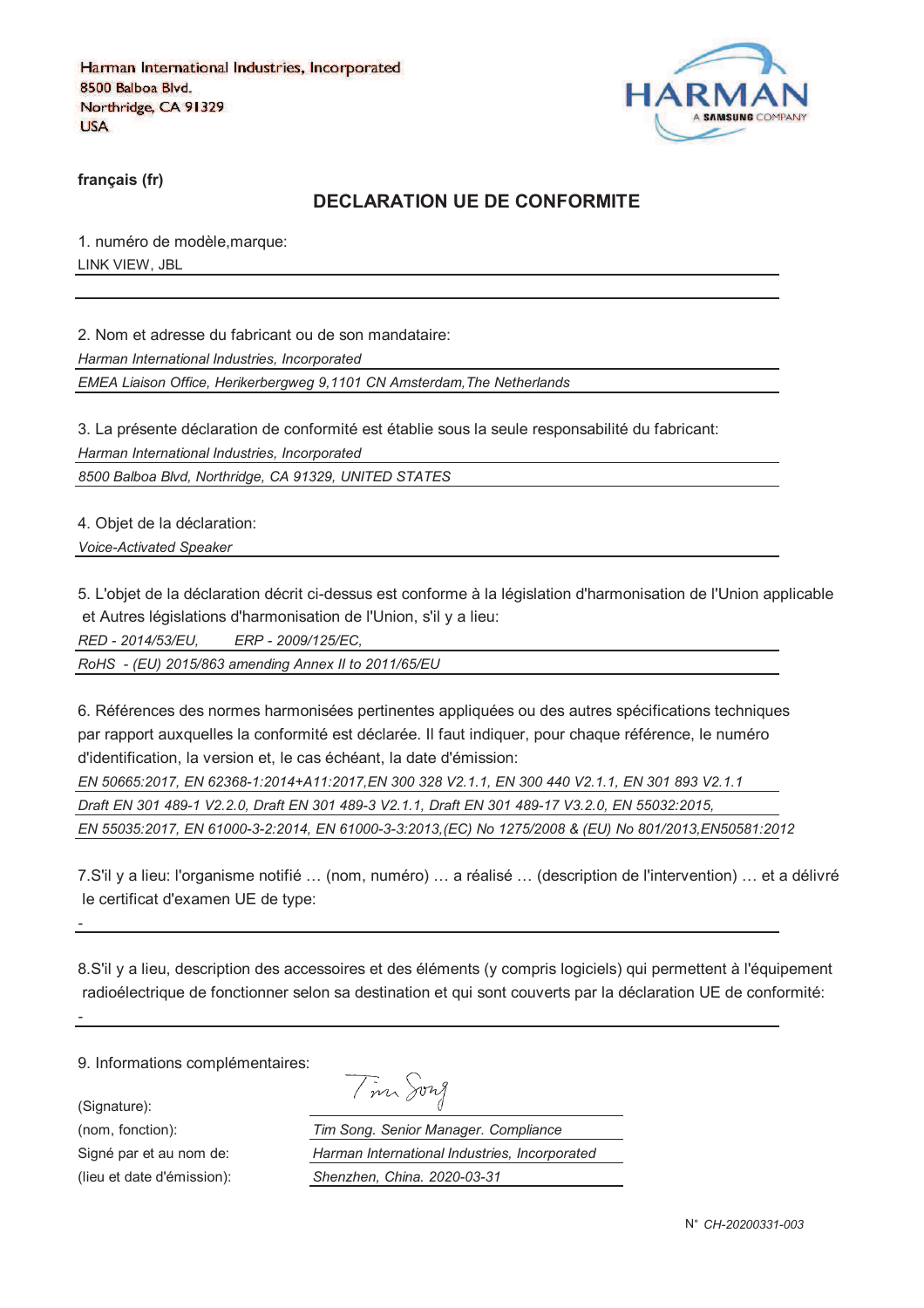Harman International Industries, Incorporated
8500 Balboa Blvd.
Northridge, CA 91329
USA

**français (fr)**

## DECLARATION UE DE CONFORMITE

1. numéro de modèle,marque:

LINK VIEW, JBL

2. Nom et adresse du fabricant ou de son mandataire:

*Harman International Industries, Incorporated*

*EMEA Liaison Office, Herikerbergweg 9,1101 CN Amsterdam,The Netherlands*

3. La présente déclaration de conformité est établie sous la seule responsabilité du fabricant:

*Harman International Industries, Incorporated*

*8500 Balboa Blvd, Northridge, CA 91329, UNITED STATES*

4. Objet de la déclaration:

*Voice-Activated Speaker*

5. L'objet de la déclaration décrit ci-dessus est conforme à la législation d'harmonisation de l'Union applicable et Autres législations d'harmonisation de l'Union, s'il y a lieu:

*RED - 2014/53/EU, ERP - 2009/125/EC,*

*RoHS - (EU) 2015/863 amending Annex II to 2011/65/EU*

6. Références des normes harmonisées pertinentes appliquées ou des autres spécifications techniques par rapport auxquelles la conformité est déclarée. Il faut indiquer, pour chaque référence, le numéro d'identification, la version et, le cas échéant, la date d'émission:

*EN 50665:2017, EN 62368-1:2014+A11:2017,EN 300 328 V2.1.1, EN 300 440 V2.1.1, EN 301 893 V2.1.1*

*Draft EN 301 489-1 V2.2.0, Draft EN 301 489-3 V2.1.1, Draft EN 301 489-17 V3.2.0, EN 55032:2015,*

*EN 55035:2017, EN 61000-3-2:2014, EN 61000-3-3:2013,(EC) No 1275/2008 & (EU) No 801/2013,EN50581:2012*

7.S'il y a lieu: l'organisme notifié … (nom, numéro) … a réalisé … (description de l'intervention) … et a délivré le certificat d'examen UE de type:

-

8.S'il y a lieu, description des accessoires et des éléments (y compris logiciels) qui permettent à l'équipement radioélectrique de fonctionner selon sa destination et qui sont couverts par la déclaration UE de conformité:

-

9. Informations complémentaires:

(Signature):

(nom, fonction): *Tim Song. Senior Manager. Compliance*

Signé par et au nom de: *Harman International Industries, Incorporated*

(lieu et date d'émission): *Shenzhen, China. 2020-03-31*

N° *CH-20200331-003*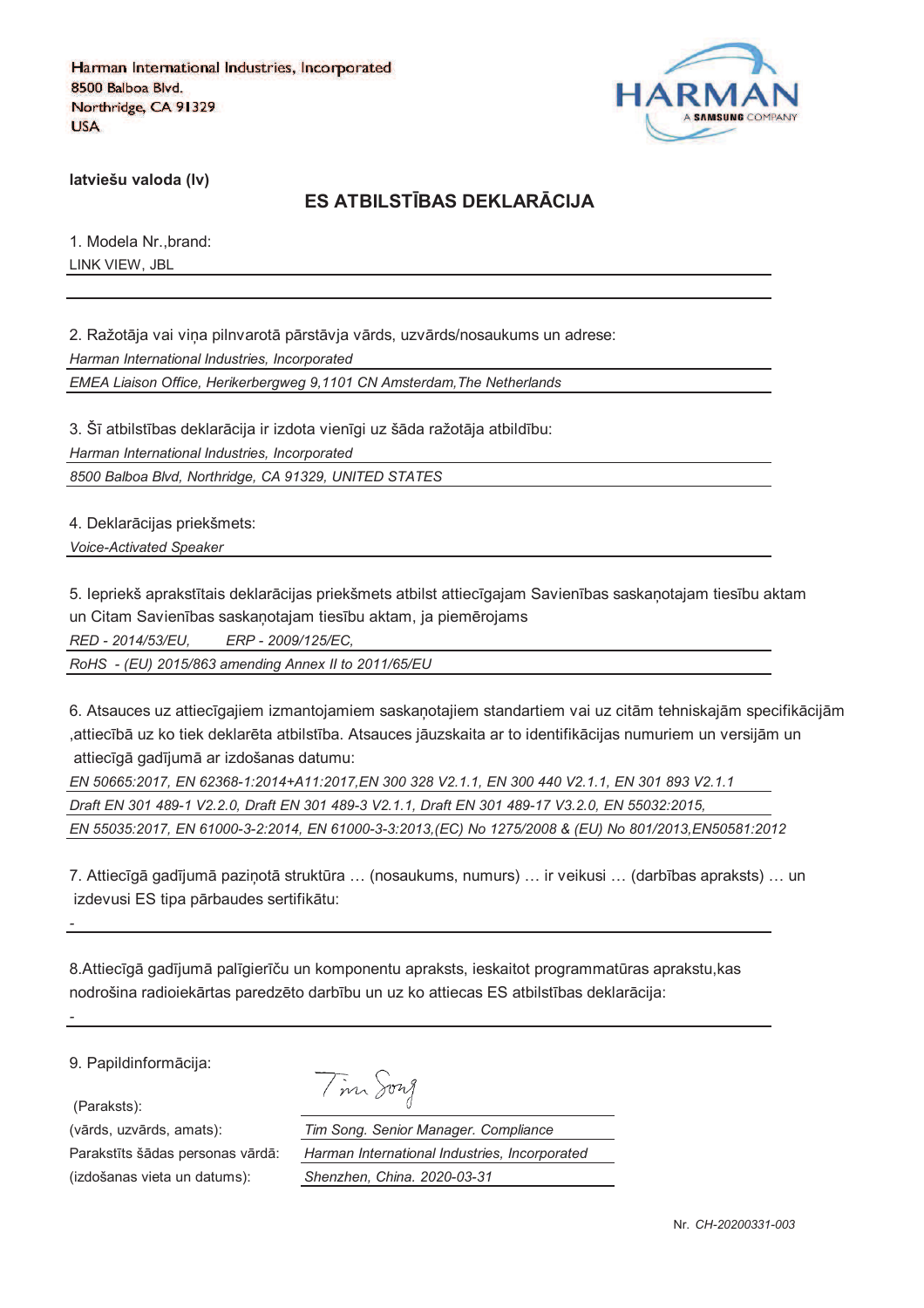Harman International Industries, Incorporated
8500 Balboa Blvd.
Northridge, CA 91329
USA

HARMAN
A SAMSUNG COMPANY

**latviešu valoda (lv)**

## ES ATBILSTĪBAS DEKLARĀCIJA

1. Modela Nr.,brand:

LINK VIEW, JBL

2. Ražotāja vai viņa pilnvarotā pārstāvja vārds, uzvārds/nosaukums un adrese:

*Harman International Industries, Incorporated*

*EMEA Liaison Office, Herikerbergweg 9,1101 CN Amsterdam,The Netherlands*

3. Šī atbilstības deklarācija ir izdota vienīgi uz šāda ražotāja atbildību:

*Harman International Industries, Incorporated*

*8500 Balboa Blvd, Northridge, CA 91329, UNITED STATES*

4. Deklarācijas priekšmets:

*Voice-Activated Speaker*

5. Iepriekš aprakstītais deklarācijas priekšmets atbilst attiecīgajam Savienības saskaņotajam tiesību aktam un Citam Savienības saskaņotajam tiesību aktam, ja piemērojams

*RED - 2014/53/EU,   ERP - 2009/125/EC,*

*RoHS - (EU) 2015/863 amending Annex II to 2011/65/EU*

6. Atsauces uz attiecīgajiem izmantojamiem saskaņotajiem standartiem vai uz citām tehniskajām specifikācijām ,attiecībā uz ko tiek deklarēta atbilstība. Atsauces jāuzskaita ar to identifikācijas numuriem un versijām un attiecīgā gadījumā ar izdošanas datumu:

*EN 50665:2017, EN 62368-1:2014+A11:2017,EN 300 328 V2.1.1, EN 300 440 V2.1.1, EN 301 893 V2.1.1*

*Draft EN 301 489-1 V2.2.0, Draft EN 301 489-3 V2.1.1, Draft EN 301 489-17 V3.2.0, EN 55032:2015,*

*EN 55035:2017, EN 61000-3-2:2014, EN 61000-3-3:2013,(EC) No 1275/2008 & (EU) No 801/2013,EN50581:2012*

7. Attiecīgā gadījumā paziņotā struktūra … (nosaukums, numurs) … ir veikusi … (darbības apraksts) … un izdevusi ES tipa pārbaudes sertifikātu:

-

8.Attiecīgā gadījumā palīgierīču un komponentu apraksts, ieskaitot programmatūras aprakstu,kas nodrošina radioiekārtas paredzēto darbību un uz ko attiecas ES atbilstības deklarācija:

-

9. Papildinformācija:

(Paraksts): Tim Song

(vārds, uzvārds, amats): *Tim Song. Senior Manager. Compliance*

Parakstīts šādas personas vārdā: *Harman International Industries, Incorporated*

(izdošanas vieta un datums): *Shenzhen, China. 2020-03-31*

Nr. *CH-20200331-003*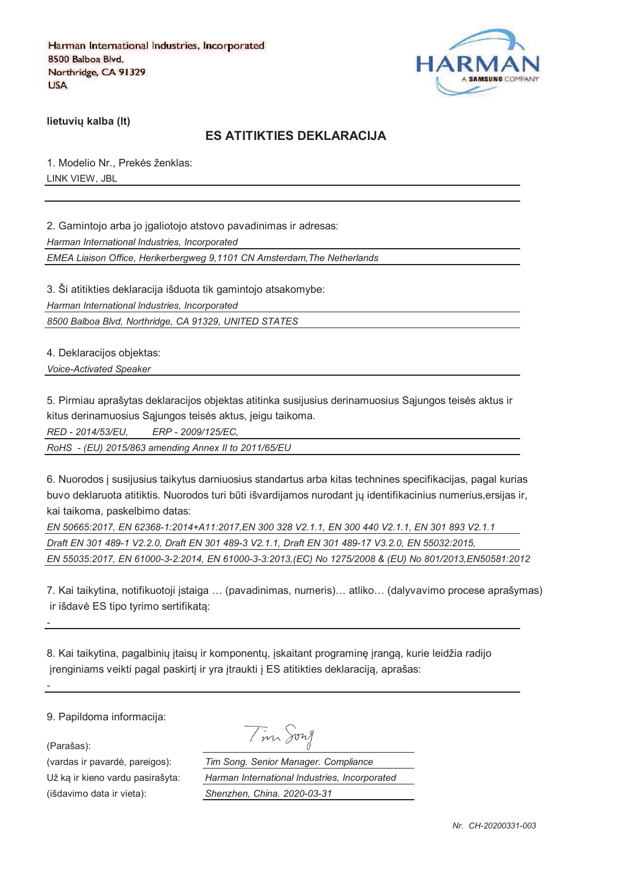Harman International Industries, Incorporated
8500 Balboa Blvd.
Northridge, CA 91329
USA

HARMAN
A SAMSUNG COMPANY

**lietuvių kalba (lt)**

## ES ATITIKTIES DEKLARACIJA

1. Modelio Nr., Prekės ženklas:

LINK VIEW, JBL

2. Gamintojo arba jo įgaliotojo atstovo pavadinimas ir adresas:

*Harman International Industries, Incorporated*

*EMEA Liaison Office, Herikerbergweg 9,1101 CN Amsterdam,The Netherlands*

3. Ši atitikties deklaracija išduota tik gamintojo atsakomybe:

*Harman International Industries, Incorporated*

*8500 Balboa Blvd, Northridge, CA 91329, UNITED STATES*

4. Deklaracijos objektas:

*Voice-Activated Speaker*

5. Pirmiau aprašytas deklaracijos objektas atitinka susijusius derinamuosius Sąjungos teisės aktus ir kitus derinamuosius Sąjungos teisės aktus, jeigu taikoma.

*RED - 2014/53/EU, ERP - 2009/125/EC,*

*RoHS - (EU) 2015/863 amending Annex II to 2011/65/EU*

6. Nuorodos į susijusius taikytus darniuosius standartus arba kitas technines specifikacijas, pagal kurias buvo deklaruota atitiktis. Nuorodos turi būti išvardijamos nurodant jų identifikacinius numerius,ersijas ir, kai taikoma, paskelbimo datas:

*EN 50665:2017, EN 62368-1:2014+A11:2017,EN 300 328 V2.1.1, EN 300 440 V2.1.1, EN 301 893 V2.1.1*

*Draft EN 301 489-1 V2.2.0, Draft EN 301 489-3 V2.1.1, Draft EN 301 489-17 V3.2.0, EN 55032:2015,*

*EN 55035:2017, EN 61000-3-2:2014, EN 61000-3-3:2013,(EC) No 1275/2008 & (EU) No 801/2013,EN50581:2012*

7. Kai taikytina, notifikuotoji įstaiga … (pavadinimas, numeris)… atliko… (dalyvavimo procese aprašymas) ir išdavė ES tipo tyrimo sertifikatą:

-

8. Kai taikytina, pagalbinių įtaisų ir komponentų, įskaitant programinę įrangą, kurie leidžia radijo įrenginiams veikti pagal paskirtį ir yra įtraukti į ES atitikties deklaraciją, aprašas:

-

9. Papildoma informacija:

(Parašas): Tim Song

(vardas ir pavardė, pareigos): *Tim Song. Senior Manager. Compliance*

Už ką ir kieno vardu pasirašyta: *Harman International Industries, Incorporated*

(išdavimo data ir vieta): *Shenzhen, China. 2020-03-31*

*Nr. CH-20200331-003*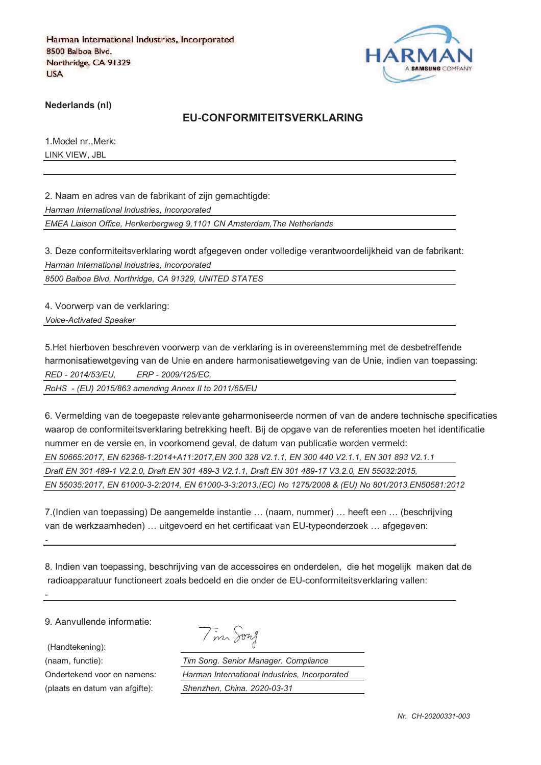Harman International Industries, Incorporated
8500 Balboa Blvd.
Northridge, CA 91329
USA

HARMAN
A SAMSUNG COMPANY

**Nederlands (nl)**

## EU-CONFORMITEITSVERKLARING

1.Model nr.,Merk:

LINK VIEW, JBL

2. Naam en adres van de fabrikant of zijn gemachtigde:

*Harman International Industries, Incorporated*

*EMEA Liaison Office, Herikerbergweg 9,1101 CN Amsterdam,The Netherlands*

3. Deze conformiteitsverklaring wordt afgegeven onder volledige verantwoordelijkheid van de fabrikant:

*Harman International Industries, Incorporated*

*8500 Balboa Blvd, Northridge, CA 91329, UNITED STATES*

4. Voorwerp van de verklaring:

*Voice-Activated Speaker*

5.Het hierboven beschreven voorwerp van de verklaring is in overeenstemming met de desbetreffende harmonisatiewetgeving van de Unie en andere harmonisatiewetgeving van de Unie, indien van toepassing:

*RED - 2014/53/EU,        ERP - 2009/125/EC,*

*RoHS  - (EU) 2015/863 amending Annex II to 2011/65/EU*

6. Vermelding van de toegepaste relevante geharmoniseerde normen of van de andere technische specificaties waarop de conformiteitsverklaring betrekking heeft. Bij de opgave van de referenties moeten het identificatie nummer en de versie en, in voorkomend geval, de datum van publicatie worden vermeld:

*EN 50665:2017, EN 62368-1:2014+A11:2017,EN 300 328 V2.1.1, EN 300 440 V2.1.1, EN 301 893 V2.1.1*

*Draft EN 301 489-1 V2.2.0, Draft EN 301 489-3 V2.1.1, Draft EN 301 489-17 V3.2.0, EN 55032:2015,*

*EN 55035:2017, EN 61000-3-2:2014, EN 61000-3-3:2013,(EC) No 1275/2008 & (EU) No 801/2013,EN50581:2012*

7.(Indien van toepassing) De aangemelde instantie … (naam, nummer) … heeft een … (beschrijving van de werkzaamheden) … uitgevoerd en het certificaat van EU-typeonderzoek … afgegeven:

-

8. Indien van toepassing, beschrijving van de accessoires en onderdelen, die het mogelijk maken dat de radioapparatuur functioneert zoals bedoeld en die onder de EU-conformiteitsverklaring vallen:

-

9. Aanvullende informatie:

| | |
|---|---|
| (Handtekening): | Tim Song |
| (naam, functie): | *Tim Song. Senior Manager. Compliance* |
| Ondertekend voor en namens: | *Harman International Industries, Incorporated* |
| (plaats en datum van afgifte): | *Shenzhen, China. 2020-03-31* |

*Nr.  CH-20200331-003*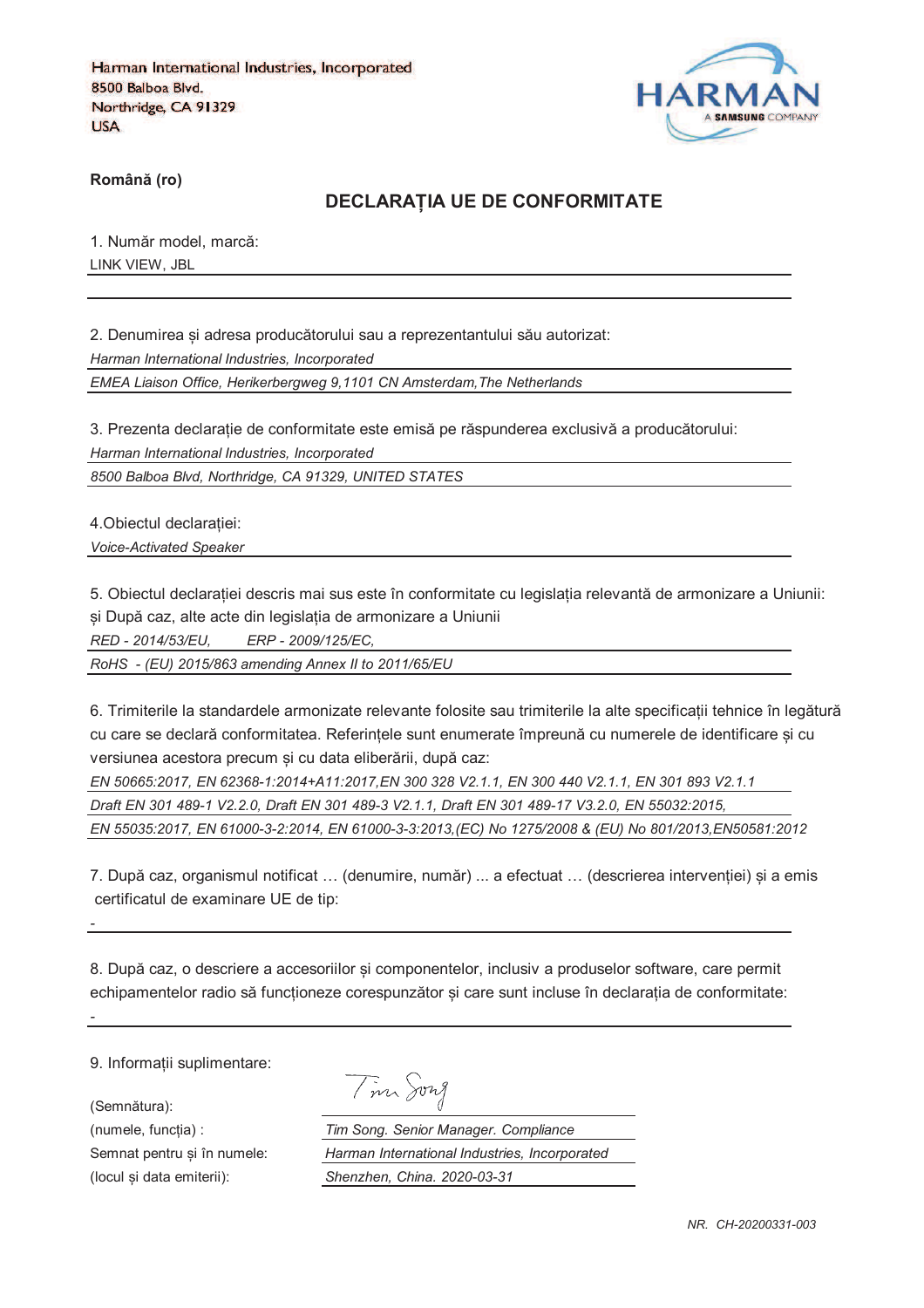Harman International Industries, Incorporated
8500 Balboa Blvd.
Northridge, CA 91329
USA

HARMAN
A SAMSUNG COMPANY

**Română (ro)**

## DECLARAȚIA UE DE CONFORMITATE

1. Număr model, marcă:

LINK VIEW, JBL

2. Denumirea și adresa producătorului sau a reprezentantului său autorizat:

*Harman International Industries, Incorporated*

*EMEA Liaison Office, Herikerbergweg 9,1101 CN Amsterdam,The Netherlands*

3. Prezenta declarație de conformitate este emisă pe răspunderea exclusivă a producătorului:

*Harman International Industries, Incorporated*

*8500 Balboa Blvd, Northridge, CA 91329, UNITED STATES*

4.Obiectul declarației:

*Voice-Activated Speaker*

5. Obiectul declarației descris mai sus este în conformitate cu legislația relevantă de armonizare a Uniunii: și După caz, alte acte din legislația de armonizare a Uniunii

*RED - 2014/53/EU, ERP - 2009/125/EC,*

*RoHS - (EU) 2015/863 amending Annex II to 2011/65/EU*

6. Trimiterile la standardele armonizate relevante folosite sau trimiterile la alte specificații tehnice în legătură cu care se declară conformitatea. Referințele sunt enumerate împreună cu numerele de identificare și cu versiunea acestora precum și cu data eliberării, după caz:

*EN 50665:2017, EN 62368-1:2014+A11:2017,EN 300 328 V2.1.1, EN 300 440 V2.1.1, EN 301 893 V2.1.1*

*Draft EN 301 489-1 V2.2.0, Draft EN 301 489-3 V2.1.1, Draft EN 301 489-17 V3.2.0, EN 55032:2015,*

*EN 55035:2017, EN 61000-3-2:2014, EN 61000-3-3:2013,(EC) No 1275/2008 & (EU) No 801/2013,EN50581:2012*

7. După caz, organismul notificat … (denumire, număr) ... a efectuat … (descrierea intervenției) și a emis certificatul de examinare UE de tip:

-

8. După caz, o descriere a accesoriilor și componentelor, inclusiv a produselor software, care permit echipamentelor radio să funcționeze corespunzător și care sunt incluse în declarația de conformitate:

-

9. Informații suplimentare:

(Semnătura): Tim Song

(numele, funcția) : *Tim Song. Senior Manager. Compliance*

Semnat pentru și în numele: *Harman International Industries, Incorporated*

(locul și data emiterii): *Shenzhen, China. 2020-03-31*

*NR. CH-20200331-003*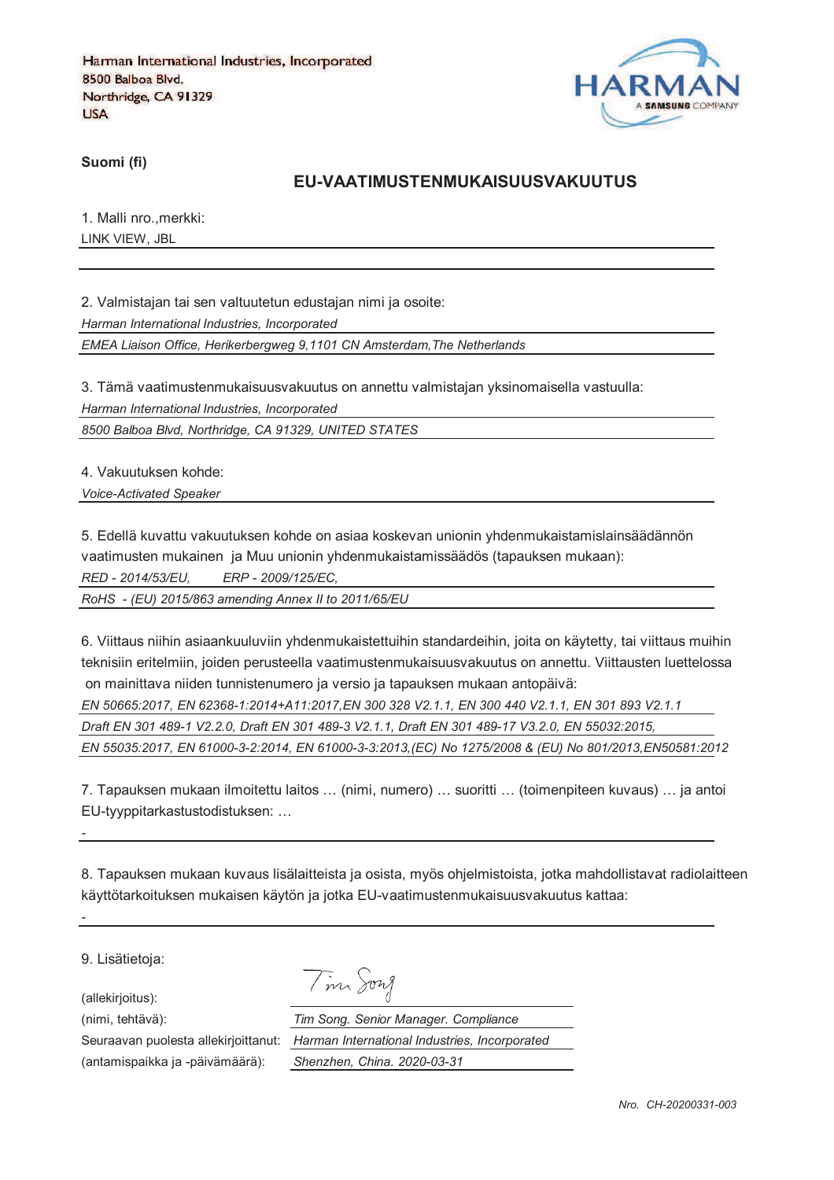Harman International Industries, Incorporated
8500 Balboa Blvd.
Northridge, CA 91329
USA

HARMAN
A SAMSUNG COMPANY

**Suomi (fi)**

## EU-VAATIMUSTENMUKAISUUSVAKUUTUS

1. Malli nro.,merkki:

LINK VIEW, JBL

2. Valmistajan tai sen valtuutetun edustajan nimi ja osoite:

*Harman International Industries, Incorporated*

*EMEA Liaison Office, Herikerbergweg 9,1101 CN Amsterdam,The Netherlands*

3. Tämä vaatimustenmukaisuusvakuutus on annettu valmistajan yksinomaisella vastuulla:

*Harman International Industries, Incorporated*

*8500 Balboa Blvd, Northridge, CA 91329, UNITED STATES*

4. Vakuutuksen kohde:

*Voice-Activated Speaker*

5. Edellä kuvattu vakuutuksen kohde on asiaa koskevan unionin yhdenmukaistamislainsäädännön vaatimusten mukainen ja Muu unionin yhdenmukaistamissäädös (tapauksen mukaan):

*RED - 2014/53/EU, ERP - 2009/125/EC,*

*RoHS - (EU) 2015/863 amending Annex II to 2011/65/EU*

6. Viittaus niihin asiaankuuluviin yhdenmukaistettuihin standardeihin, joita on käytetty, tai viittaus muihin teknisiin eritelmiin, joiden perusteella vaatimustenmukaisuusvakuutus on annettu. Viittausten luettelossa on mainittava niiden tunnistenumero ja versio ja tapauksen mukaan antopäivä:

*EN 50665:2017, EN 62368-1:2014+A11:2017,EN 300 328 V2.1.1, EN 300 440 V2.1.1, EN 301 893 V2.1.1*

*Draft EN 301 489-1 V2.2.0, Draft EN 301 489-3 V2.1.1, Draft EN 301 489-17 V3.2.0, EN 55032:2015,*

*EN 55035:2017, EN 61000-3-2:2014, EN 61000-3-3:2013,(EC) No 1275/2008 & (EU) No 801/2013,EN50581:2012*

7. Tapauksen mukaan ilmoitettu laitos … (nimi, numero) … suoritti … (toimenpiteen kuvaus) … ja antoi EU-tyyppitarkastustodistuksen: …

-

8. Tapauksen mukaan kuvaus lisälaitteista ja osista, myös ohjelmistoista, jotka mahdollistavat radiolaitteen käyttötarkoituksen mukaisen käytön ja jotka EU-vaatimustenmukaisuusvakuutus kattaa:

-

9. Lisätietoja:

(allekirjoitus): Tim Song

(nimi, tehtävä): *Tim Song. Senior Manager. Compliance*

Seuraavan puolesta allekirjoittanut: *Harman International Industries, Incorporated*

(antamispaikka ja -päivämäärä): *Shenzhen, China. 2020-03-31*

*Nro. CH-20200331-003*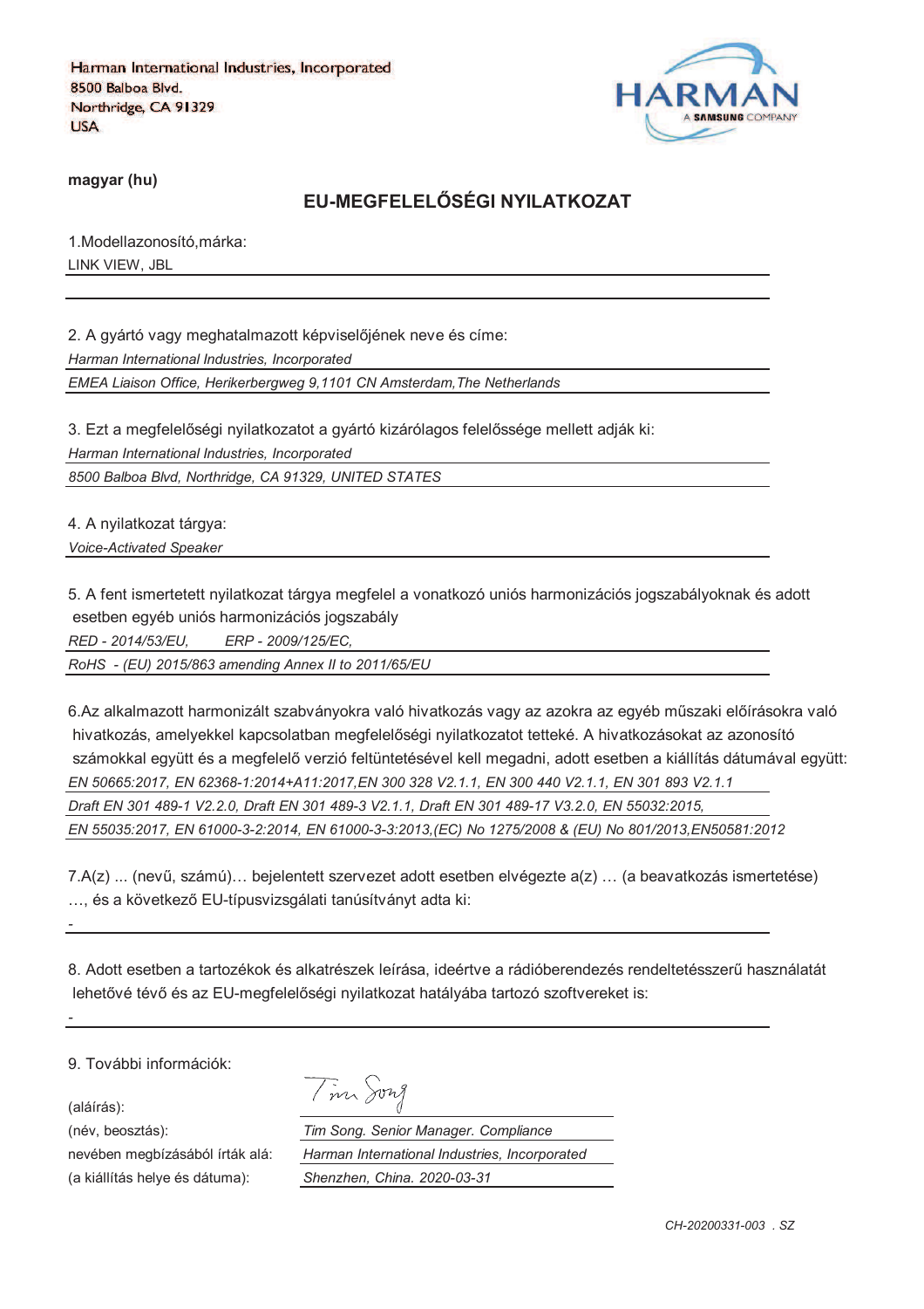Harman International Industries, Incorporated
8500 Balboa Blvd.
Northridge, CA 91329
USA

HARMAN
A SAMSUNG COMPANY

**magyar (hu)**

## EU-MEGFELELŐSÉGI NYILATKOZAT

1.Modellazonosító,márka:

LINK VIEW, JBL

2. A gyártó vagy meghatalmazott képviselőjének neve és címe:

*Harman International Industries, Incorporated*

*EMEA Liaison Office, Herikerbergweg 9,1101 CN Amsterdam,The Netherlands*

3. Ezt a megfelelőségi nyilatkozatot a gyártó kizárólagos felelőssége mellett adják ki:

*Harman International Industries, Incorporated*

*8500 Balboa Blvd, Northridge, CA 91329, UNITED STATES*

4. A nyilatkozat tárgya:

*Voice-Activated Speaker*

5. A fent ismertetett nyilatkozat tárgya megfelel a vonatkozó uniós harmonizációs jogszabályoknak és adott esetben egyéb uniós harmonizációs jogszabály

*RED - 2014/53/EU, ERP - 2009/125/EC,*

*RoHS - (EU) 2015/863 amending Annex II to 2011/65/EU*

6.Az alkalmazott harmonizált szabványokra való hivatkozás vagy az azokra az egyéb műszaki előírásokra való hivatkozás, amelyekkel kapcsolatban megfelelőségi nyilatkozatot tetteké. A hivatkozásokat az azonosító számokkal együtt és a megfelelő verzió feltüntetésével kell megadni, adott esetben a kiállítás dátumával együtt:

*EN 50665:2017, EN 62368-1:2014+A11:2017,EN 300 328 V2.1.1, EN 300 440 V2.1.1, EN 301 893 V2.1.1*

*Draft EN 301 489-1 V2.2.0, Draft EN 301 489-3 V2.1.1, Draft EN 301 489-17 V3.2.0, EN 55032:2015,*

*EN 55035:2017, EN 61000-3-2:2014, EN 61000-3-3:2013,(EC) No 1275/2008 & (EU) No 801/2013,EN50581:2012*

7.A(z) ... (nevű, számú)… bejelentett szervezet adott esetben elvégezte a(z) … (a beavatkozás ismertetése) …, és a következő EU-típusvizsgálati tanúsítványt adta ki:

-

8. Adott esetben a tartozékok és alkatrészek leírása, ideértve a rádióberendezés rendeltetésszerű használatát lehetővé tévő és az EU-megfelelőségi nyilatkozat hatályába tartozó szoftvereket is:

-

9. További információk:

(aláírás): Tim Song

(név, beosztás): *Tim Song. Senior Manager. Compliance*

nevében megbízásából írták alá: *Harman International Industries, Incorporated*

(a kiállítás helye és dátuma): *Shenzhen, China. 2020-03-31*

*CH-20200331-003 . SZ*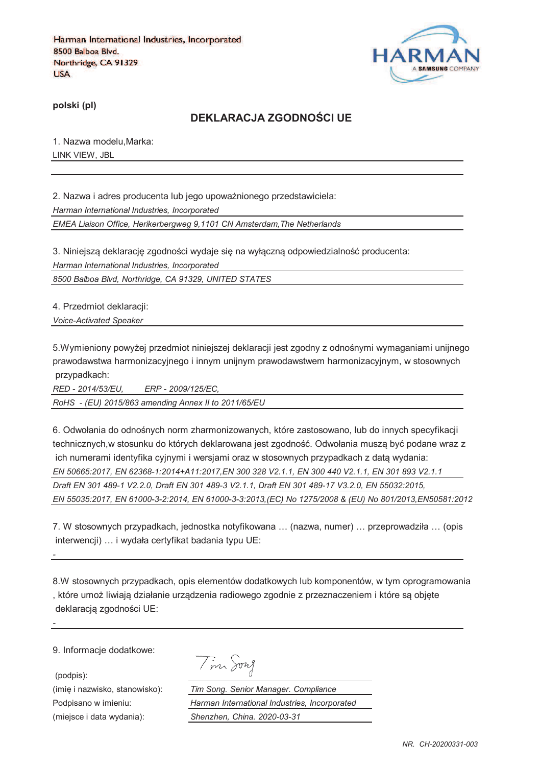Harman International Industries, Incorporated
8500 Balboa Blvd.
Northridge, CA 91329
USA

**polski (pl)**

## DEKLARACJA ZGODNOŚCI UE

1. Nazwa modelu,Marka:

LINK VIEW, JBL

2. Nazwa i adres producenta lub jego upoważnionego przedstawiciela:

*Harman International Industries, Incorporated*

*EMEA Liaison Office, Herikerbergweg 9,1101 CN Amsterdam,The Netherlands*

3. Niniejszą deklarację zgodności wydaje się na wyłączną odpowiedzialność producenta:

*Harman International Industries, Incorporated*

*8500 Balboa Blvd, Northridge, CA 91329, UNITED STATES*

4. Przedmiot deklaracji:

*Voice-Activated Speaker*

5.Wymieniony powyżej przedmiot niniejszej deklaracji jest zgodny z odnośnymi wymaganiami unijnego prawodawstwa harmonizacyjnego i innym unijnym prawodawstwem harmonizacyjnym, w stosownych przypadkach:

*RED - 2014/53/EU,  ERP - 2009/125/EC,*

*RoHS - (EU) 2015/863 amending Annex II to 2011/65/EU*

6. Odwołania do odnośnych norm zharmonizowanych, które zastosowano, lub do innych specyfikacji technicznych,w stosunku do których deklarowana jest zgodność. Odwołania muszą być podane wraz z ich numerami identyfika cyjnymi i wersjami oraz w stosownych przypadkach z datą wydania:

*EN 50665:2017, EN 62368-1:2014+A11:2017,EN 300 328 V2.1.1, EN 300 440 V2.1.1, EN 301 893 V2.1.1*

*Draft EN 301 489-1 V2.2.0, Draft EN 301 489-3 V2.1.1, Draft EN 301 489-17 V3.2.0, EN 55032:2015,*

*EN 55035:2017, EN 61000-3-2:2014, EN 61000-3-3:2013,(EC) No 1275/2008 & (EU) No 801/2013,EN50581:2012*

7. W stosownych przypadkach, jednostka notyfikowana … (nazwa, numer) … przeprowadziła … (opis interwencji) … i wydała certyfikat badania typu UE:

-

8.W stosownych przypadkach, opis elementów dodatkowych lub komponentów, w tym oprogramowania , które umoż liwiają działanie urządzenia radiowego zgodnie z przeznaczeniem i które są objęte deklaracją zgodności UE:

-

9. Informacje dodatkowe:

(podpis): Tim Song

(imię i nazwisko, stanowisko): *Tim Song. Senior Manager. Compliance*

Podpisano w imieniu: *Harman International Industries, Incorporated*

(miejsce i data wydania): *Shenzhen, China. 2020-03-31*

*NR. CH-20200331-003*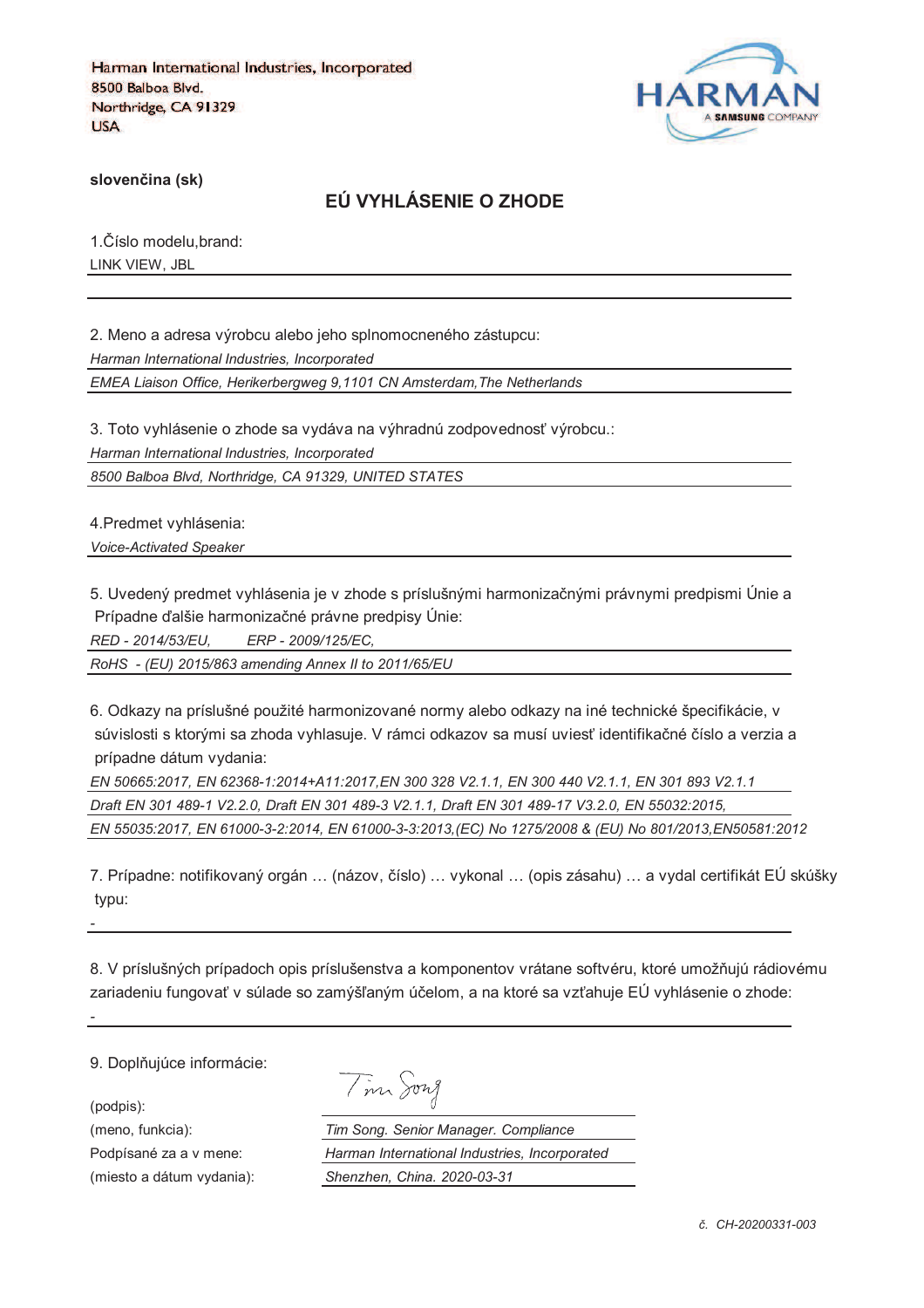Harman International Industries, Incorporated
8500 Balboa Blvd.
Northridge, CA 91329
USA

HARMAN
A SAMSUNG COMPANY

**slovenčina (sk)**

## EÚ VYHLÁSENIE O ZHODE

1.Číslo modelu,brand:

LINK VIEW, JBL

2. Meno a adresa výrobcu alebo jeho splnomocneného zástupcu:

*Harman International Industries, Incorporated*

*EMEA Liaison Office, Herikerbergweg 9,1101 CN Amsterdam,The Netherlands*

3. Toto vyhlásenie o zhode sa vydáva na výhradnú zodpovednosť výrobcu.:

*Harman International Industries, Incorporated*

*8500 Balboa Blvd, Northridge, CA 91329, UNITED STATES*

4.Predmet vyhlásenia:

*Voice-Activated Speaker*

5. Uvedený predmet vyhlásenia je v zhode s príslušnými harmonizačnými právnymi predpismi Únie a Prípadne ďalšie harmonizačné právne predpisy Únie:

*RED - 2014/53/EU,     ERP - 2009/125/EC,*

*RoHS - (EU) 2015/863 amending Annex II to 2011/65/EU*

6. Odkazy na príslušné použité harmonizované normy alebo odkazy na iné technické špecifikácie, v súvislosti s ktorými sa zhoda vyhlasuje. V rámci odkazov sa musí uviesť identifikačné číslo a verzia a prípadne dátum vydania:

*EN 50665:2017, EN 62368-1:2014+A11:2017,EN 300 328 V2.1.1, EN 300 440 V2.1.1, EN 301 893 V2.1.1*

*Draft EN 301 489-1 V2.2.0, Draft EN 301 489-3 V2.1.1, Draft EN 301 489-17 V3.2.0, EN 55032:2015,*

*EN 55035:2017, EN 61000-3-2:2014, EN 61000-3-3:2013,(EC) No 1275/2008 & (EU) No 801/2013,EN50581:2012*

7. Prípadne: notifikovaný orgán … (názov, číslo) … vykonal … (opis zásahu) … a vydal certifikát EÚ skúšky typu:

-

8. V príslušných prípadoch opis príslušenstva a komponentov vrátane softvéru, ktoré umožňujú rádiovému zariadeniu fungovať v súlade so zamýšľaným účelom, a na ktoré sa vzťahuje EÚ vyhlásenie o zhode:

-

9. Doplňujúce informácie:

(podpis): Tim Song

(meno, funkcia): *Tim Song. Senior Manager. Compliance*

Podpísané za a v mene: *Harman International Industries, Incorporated*

(miesto a dátum vydania): *Shenzhen, China. 2020-03-31*

*č. CH-20200331-003*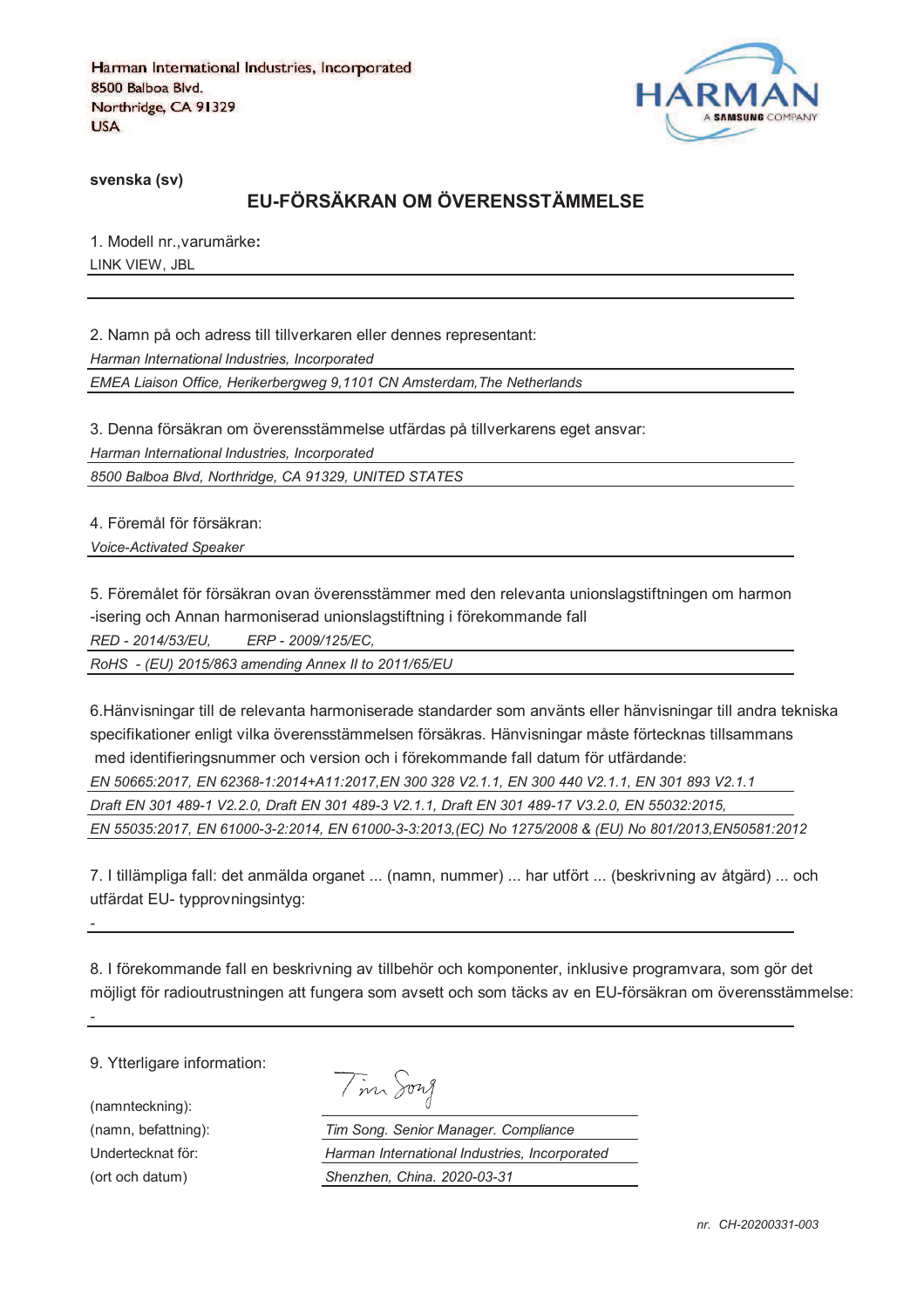Harman International Industries, Incorporated
8500 Balboa Blvd.
Northridge, CA 91329
USA

HARMAN
A SAMSUNG COMPANY

**svenska (sv)**

## EU-FÖRSÄKRAN OM ÖVERENSSTÄMMELSE

1. Modell nr.,varumärke**:**

LINK VIEW, JBL

2. Namn på och adress till tillverkaren eller dennes representant:

*Harman International Industries, Incorporated*

*EMEA Liaison Office, Herikerbergweg 9,1101 CN Amsterdam,The Netherlands*

3. Denna försäkran om överensstämmelse utfärdas på tillverkarens eget ansvar:

*Harman International Industries, Incorporated*

*8500 Balboa Blvd, Northridge, CA 91329, UNITED STATES*

4. Föremål för försäkran:

*Voice-Activated Speaker*

5. Föremålet för försäkran ovan överensstämmer med den relevanta unionslagstiftningen om harmon -isering och Annan harmoniserad unionslagstiftning i förekommande fall

*RED - 2014/53/EU, ERP - 2009/125/EC,*

*RoHS - (EU) 2015/863 amending Annex II to 2011/65/EU*

6.Hänvisningar till de relevanta harmoniserade standarder som använts eller hänvisningar till andra tekniska specifikationer enligt vilka överensstämmelsen försäkras. Hänvisningar måste förtecknas tillsammans med identifieringsnummer och version och i förekommande fall datum för utfärdande:

*EN 50665:2017, EN 62368-1:2014+A11:2017,EN 300 328 V2.1.1, EN 300 440 V2.1.1, EN 301 893 V2.1.1*

*Draft EN 301 489-1 V2.2.0, Draft EN 301 489-3 V2.1.1, Draft EN 301 489-17 V3.2.0, EN 55032:2015,*

*EN 55035:2017, EN 61000-3-2:2014, EN 61000-3-3:2013,(EC) No 1275/2008 & (EU) No 801/2013,EN50581:2012*

7. I tillämpliga fall: det anmälda organet ... (namn, nummer) ... har utfört ... (beskrivning av åtgärd) ... och utfärdat EU- typprovningsintyg:

-

8. I förekommande fall en beskrivning av tillbehör och komponenter, inklusive programvara, som gör det möjligt för radioutrustningen att fungera som avsett och som täcks av en EU-försäkran om överensstämmelse:

-

9. Ytterligare information:

(namnteckning): Tim Song

(namn, befattning): *Tim Song. Senior Manager. Compliance*

Undertecknat för: *Harman International Industries, Incorporated*

(ort och datum) *Shenzhen, China. 2020-03-31*

*nr. CH-20200331-003*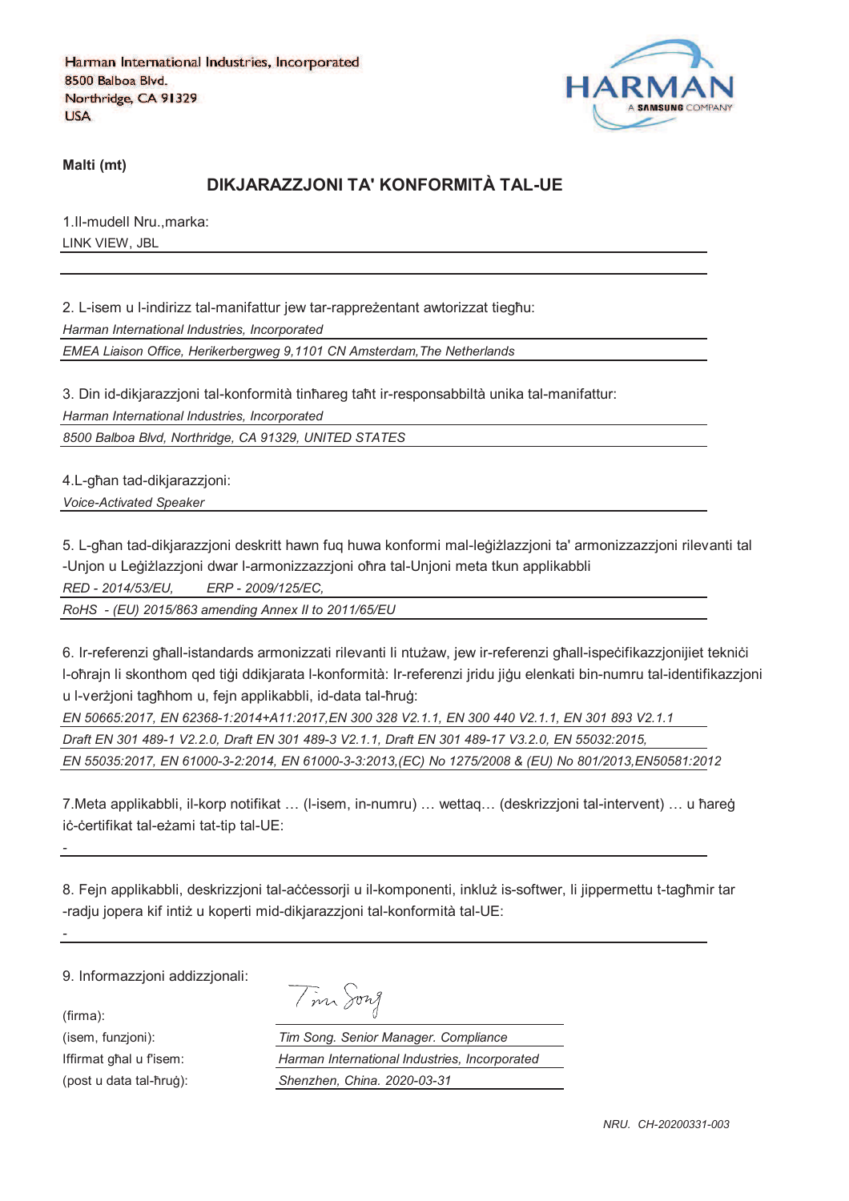Harman International Industries, Incorporated
8500 Balboa Blvd.
Northridge, CA 91329
USA

**Malti (mt)**

## DIKJARAZZJONI TA' KONFORMITÀ TAL-UE

1.Il-mudell Nru.,marka:

LINK VIEW, JBL

2. L-isem u l-indirizz tal-manifattur jew tar-rappreżentant awtorizzat tiegħu:

*Harman International Industries, Incorporated*

*EMEA Liaison Office, Herikerbergweg 9,1101 CN Amsterdam,The Netherlands*

3. Din id-dikjarazzjoni tal-konformità tinħareg taħt ir-responsabbiltà unika tal-manifattur:

*Harman International Industries, Incorporated*

*8500 Balboa Blvd, Northridge, CA 91329, UNITED STATES*

4.L-għan tad-dikjarazzjoni:

*Voice-Activated Speaker*

5. L-għan tad-dikjarazzjoni deskritt hawn fuq huwa konformi mal-leġiżlazzjoni ta' armonizzazzjoni rilevanti tal-Unjon u Leġiżlazzjoni dwar l-armonizzazzjoni oħra tal-Unjoni meta tkun applikabbli

*RED - 2014/53/EU, ERP - 2009/125/EC,*

*RoHS - (EU) 2015/863 amending Annex II to 2011/65/EU*

6. Ir-referenzi għall-istandards armonizzati rilevanti li ntużaw, jew ir-referenzi għall-ispeċifikazzjonijiet tekniċi l-oħrajn li skonthom qed tiġi ddikjarata l-konformità: Ir-referenzi jridu jiġu elenkati bin-numru tal-identifikazzjoni u l-verżjoni tagħhom u, fejn applikabbli, id-data tal-ħruġ:

*EN 50665:2017, EN 62368-1:2014+A11:2017,EN 300 328 V2.1.1, EN 300 440 V2.1.1, EN 301 893 V2.1.1*

*Draft EN 301 489-1 V2.2.0, Draft EN 301 489-3 V2.1.1, Draft EN 301 489-17 V3.2.0, EN 55032:2015,*

*EN 55035:2017, EN 61000-3-2:2014, EN 61000-3-3:2013,(EC) No 1275/2008 & (EU) No 801/2013,EN50581:2012*

7.Meta applikabbli, il-korp notifikat … (l-isem, in-numru) … wettaq… (deskrizzjoni tal-intervent) … u ħareġ iċ-ċertifikat tal-eżami tat-tip tal-UE:

-

8. Fejn applikabbli, deskrizzjoni tal-aċċessorji u il-komponenti, inkluż is-softwer, li jippermettu t-tagħmir tar-radju jopera kif intiż u koperti mid-dikjarazzjoni tal-konformità tal-UE:

-

9. Informazzjoni addizzjonali:

(firma): Tim Song

(isem, funzjoni): *Tim Song. Senior Manager. Compliance*

Iffirmat għal u f'isem: *Harman International Industries, Incorporated*

(post u data tal-ħruġ): *Shenzhen, China. 2020-03-31*

*NRU. CH-20200331-003*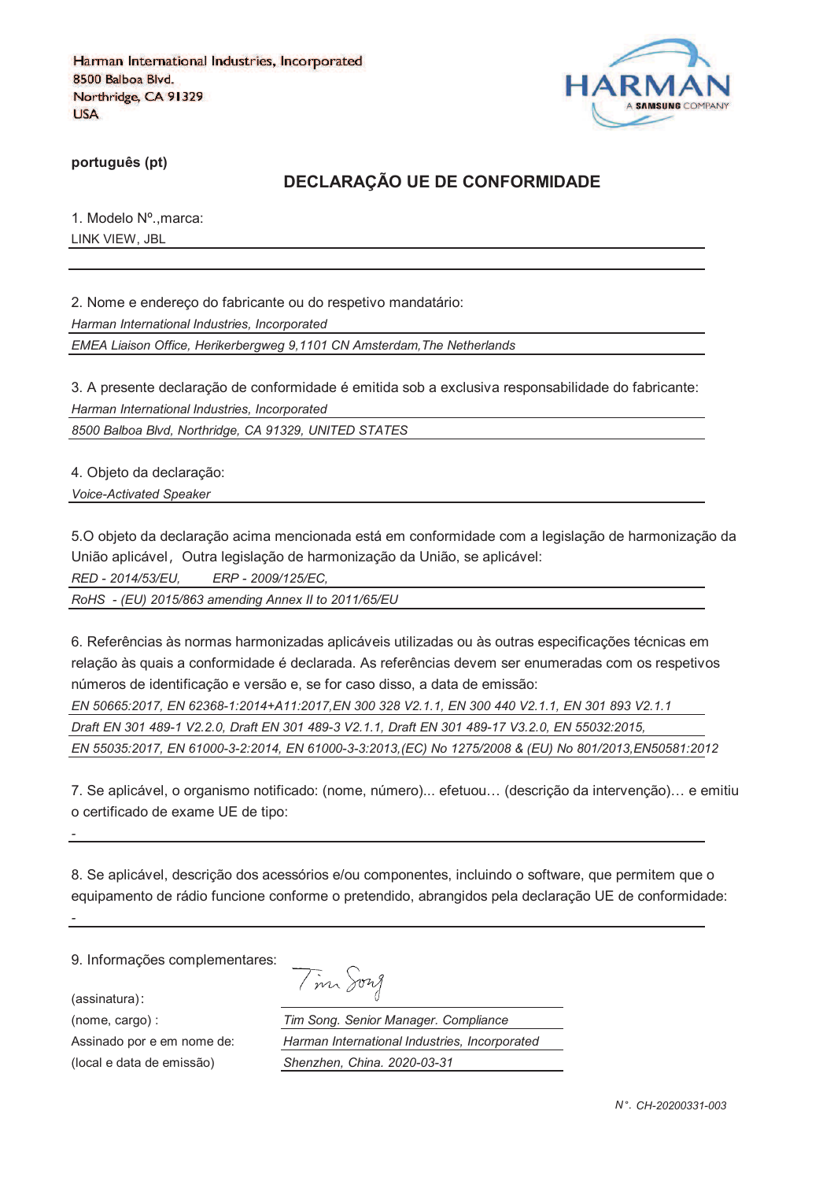Harman International Industries, Incorporated
8500 Balboa Blvd.
Northridge, CA 91329
USA

HARMAN
A SAMSUNG COMPANY

**português (pt)**

## DECLARAÇÃO UE DE CONFORMIDADE

1. Modelo Nº.,marca:

LINK VIEW, JBL

2. Nome e endereço do fabricante ou do respetivo mandatário:

*Harman International Industries, Incorporated*

*EMEA Liaison Office, Herikerbergweg 9,1101 CN Amsterdam,The Netherlands*

3. A presente declaração de conformidade é emitida sob a exclusiva responsabilidade do fabricante:

*Harman International Industries, Incorporated*

*8500 Balboa Blvd, Northridge, CA 91329, UNITED STATES*

4. Objeto da declaração:

*Voice-Activated Speaker*

5.O objeto da declaração acima mencionada está em conformidade com a legislação de harmonização da União aplicável，Outra legislação de harmonização da União, se aplicável:

*RED - 2014/53/EU,　　ERP - 2009/125/EC,*

*RoHS - (EU) 2015/863 amending Annex II to 2011/65/EU*

6. Referências às normas harmonizadas aplicáveis utilizadas ou às outras especificações técnicas em relação às quais a conformidade é declarada. As referências devem ser enumeradas com os respetivos números de identificação e versão e, se for caso disso, a data de emissão:

*EN 50665:2017, EN 62368-1:2014+A11:2017,EN 300 328 V2.1.1, EN 300 440 V2.1.1, EN 301 893 V2.1.1*

*Draft EN 301 489-1 V2.2.0, Draft EN 301 489-3 V2.1.1, Draft EN 301 489-17 V3.2.0, EN 55032:2015,*

*EN 55035:2017, EN 61000-3-2:2014, EN 61000-3-3:2013,(EC) No 1275/2008 & (EU) No 801/2013,EN50581:2012*

7. Se aplicável, o organismo notificado: (nome, número)... efetuou… (descrição da intervenção)… e emitiu o certificado de exame UE de tipo:

-

8. Se aplicável, descrição dos acessórios e/ou componentes, incluindo o software, que permitem que o equipamento de rádio funcione conforme o pretendido, abrangidos pela declaração UE de conformidade:

-

9. Informações complementares:

(assinatura):

(nome, cargo) : *Tim Song. Senior Manager. Compliance*

Assinado por e em nome de: *Harman International Industries, Incorporated*

(local e data de emissão) *Shenzhen, China. 2020-03-31*

*N°. CH-20200331-003*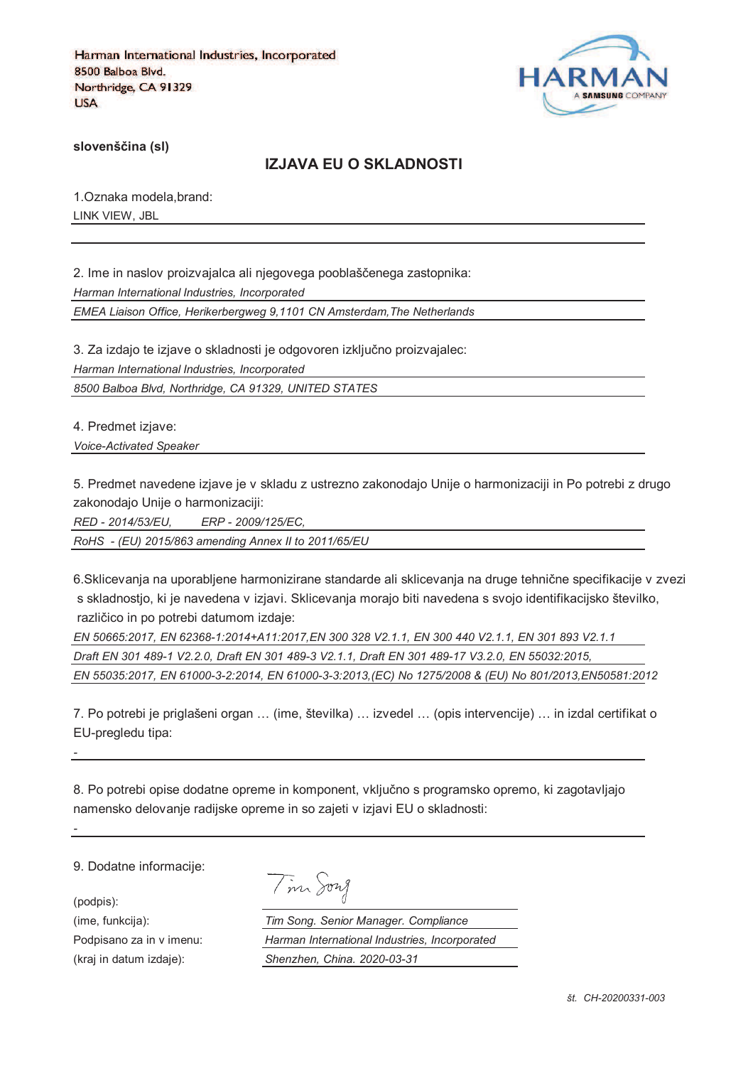Harman International Industries, Incorporated
8500 Balboa Blvd.
Northridge, CA 91329
USA

HARMAN
A SAMSUNG COMPANY

**slovenščina (sl)**

## IZJAVA EU O SKLADNOSTI

1.Oznaka modela,brand:

LINK VIEW, JBL

2. Ime in naslov proizvajalca ali njegovega pooblaščenega zastopnika:

*Harman International Industries, Incorporated*

*EMEA Liaison Office, Herikerbergweg 9,1101 CN Amsterdam,The Netherlands*

3. Za izdajo te izjave o skladnosti je odgovoren izključno proizvajalec:

*Harman International Industries, Incorporated*

*8500 Balboa Blvd, Northridge, CA 91329, UNITED STATES*

4. Predmet izjave:

*Voice-Activated Speaker*

5. Predmet navedene izjave je v skladu z ustrezno zakonodajo Unije o harmonizaciji in Po potrebi z drugo zakonodajo Unije o harmonizaciji:

*RED - 2014/53/EU, ERP - 2009/125/EC,*

*RoHS - (EU) 2015/863 amending Annex II to 2011/65/EU*

6.Sklicevanja na uporabljene harmonizirane standarde ali sklicevanja na druge tehnične specifikacije v zvezi s skladnostjo, ki je navedena v izjavi. Sklicevanja morajo biti navedena s svojo identifikacijsko številko, različico in po potrebi datumom izdaje:

*EN 50665:2017, EN 62368-1:2014+A11:2017,EN 300 328 V2.1.1, EN 300 440 V2.1.1, EN 301 893 V2.1.1*

*Draft EN 301 489-1 V2.2.0, Draft EN 301 489-3 V2.1.1, Draft EN 301 489-17 V3.2.0, EN 55032:2015,*

*EN 55035:2017, EN 61000-3-2:2014, EN 61000-3-3:2013,(EC) No 1275/2008 & (EU) No 801/2013,EN50581:2012*

7. Po potrebi je priglašeni organ … (ime, številka) … izvedel … (opis intervencije) … in izdal certifikat o EU-pregledu tipa:

-

8. Po potrebi opise dodatne opreme in komponent, vključno s programsko opremo, ki zagotavljajo namensko delovanje radijske opreme in so zajeti v izjavi EU o skladnosti:

-

9. Dodatne informacije:

(podpis): Tim Song

(ime, funkcija): *Tim Song. Senior Manager. Compliance*

Podpisano za in v imenu: *Harman International Industries, Incorporated*

(kraj in datum izdaje): *Shenzhen, China. 2020-03-31*

*št. CH-20200331-003*